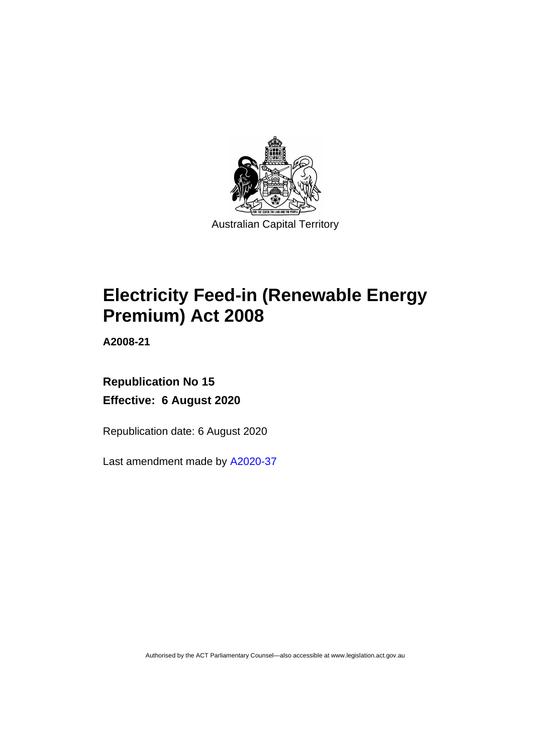Australian Capital Territory

# Electricity Feed-in (Renewable Energy Premium) Act 2008

**A2008-21**

**Republication No 15**

**Effective: 6 August 2020**

Republication date: 6 August 2020

Last amendment made by A2020-37

Authorised by the ACT Parliamentary Counsel—also accessible at www.legislation.act.gov.au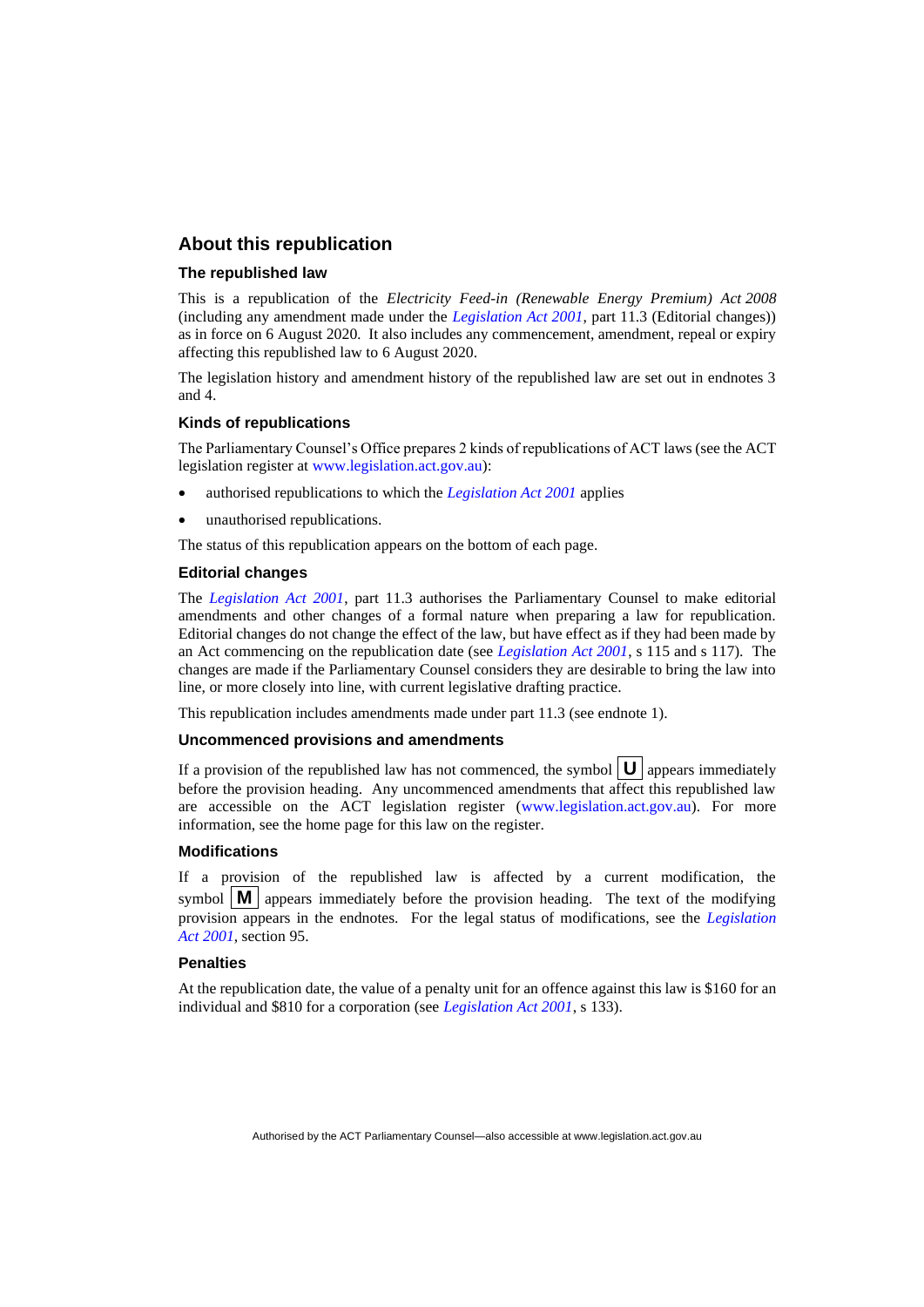## About this republication

### The republished law

This is a republication of the *Electricity Feed-in (Renewable Energy Premium) Act 2008* (including any amendment made under the *Legislation Act 2001*, part 11.3 (Editorial changes)) as in force on 6 August 2020*.* It also includes any commencement, amendment, repeal or expiry affecting this republished law to 6 August 2020.

The legislation history and amendment history of the republished law are set out in endnotes 3 and 4.

### Kinds of republications

The Parliamentary Counsel's Office prepares 2 kinds of republications of ACT laws (see the ACT legislation register at www.legislation.act.gov.au):

- authorised republications to which the *Legislation Act 2001* applies
- unauthorised republications.

The status of this republication appears on the bottom of each page.

### Editorial changes

The *Legislation Act 2001*, part 11.3 authorises the Parliamentary Counsel to make editorial amendments and other changes of a formal nature when preparing a law for republication. Editorial changes do not change the effect of the law, but have effect as if they had been made by an Act commencing on the republication date (see *Legislation Act 2001*, s 115 and s 117). The changes are made if the Parliamentary Counsel considers they are desirable to bring the law into line, or more closely into line, with current legislative drafting practice.

This republication includes amendments made under part 11.3 (see endnote 1).

### Uncommenced provisions and amendments

If a provision of the republished law has not commenced, the symbol **U** appears immediately before the provision heading. Any uncommenced amendments that affect this republished law are accessible on the ACT legislation register (www.legislation.act.gov.au). For more information, see the home page for this law on the register.

### Modifications

If a provision of the republished law is affected by a current modification, the symbol **M** appears immediately before the provision heading. The text of the modifying provision appears in the endnotes. For the legal status of modifications, see the *Legislation Act 2001*, section 95.

### Penalties

At the republication date, the value of a penalty unit for an offence against this law is $160 for an individual and $810 for a corporation (see *Legislation Act 2001*, s 133).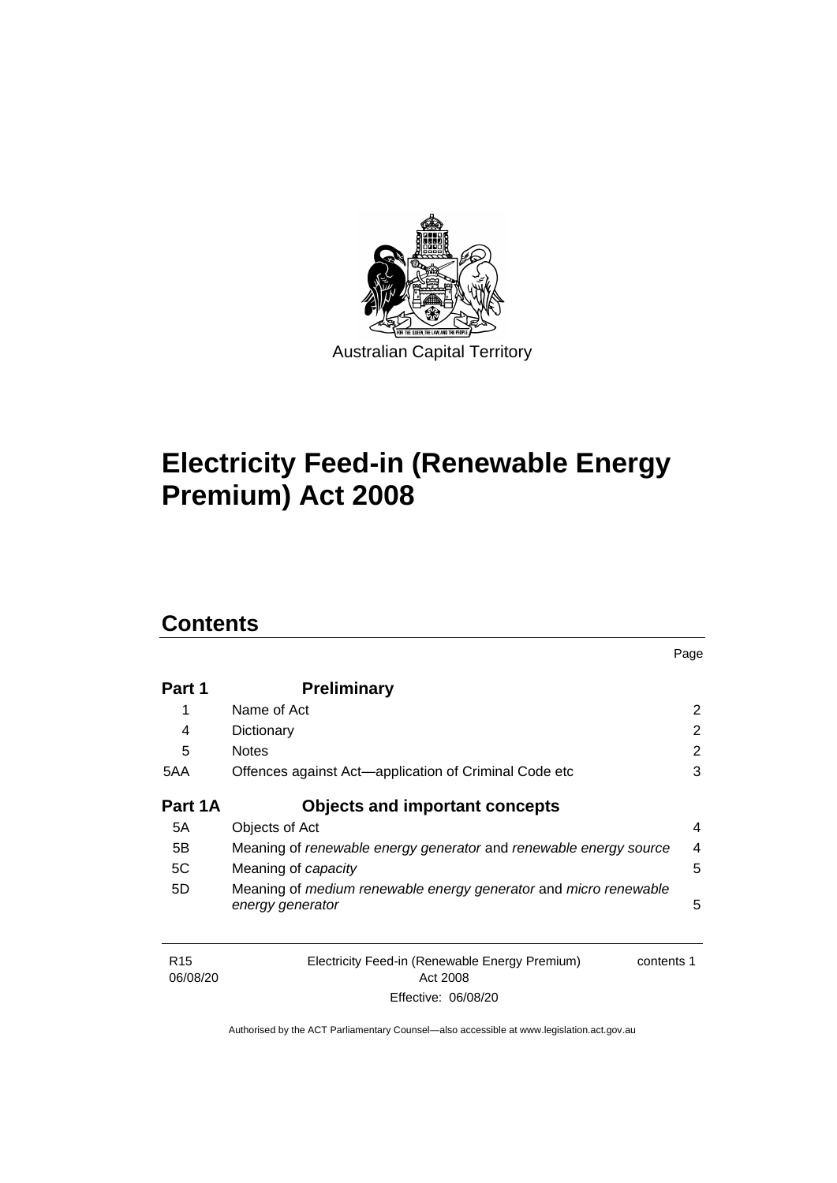Australian Capital Territory

# Electricity Feed-in (Renewable Energy Premium) Act 2008

## Contents

| | | Page |
|---|---|---|
| **Part 1** | **Preliminary** | |
| 1 | Name of Act | 2 |
| 4 | Dictionary | 2 |
| 5 | Notes | 2 |
| 5AA | Offences against Act—application of Criminal Code etc | 3 |
| **Part 1A** | **Objects and important concepts** | |
| 5A | Objects of Act | 4 |
| 5B | Meaning of *renewable energy generator* and *renewable energy source* | 4 |
| 5C | Meaning of *capacity* | 5 |
| 5D | Meaning of *medium renewable energy generator* and *micro renewable energy generator* | 5 |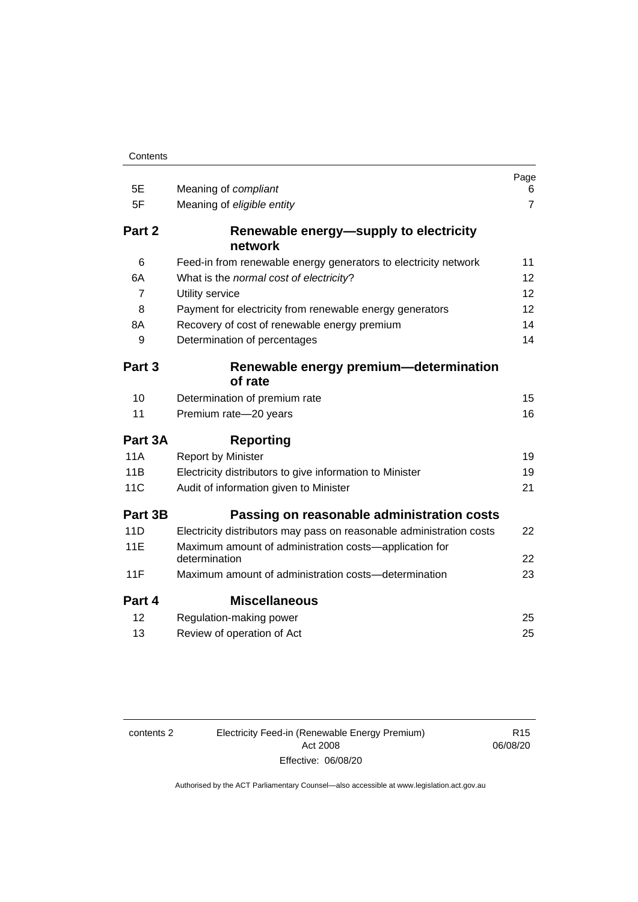| | | Page |
|---|---|---|
| 5E | Meaning of *compliant* | 6 |
| 5F | Meaning of *eligible entity* | 7 |
| **Part 2** | **Renewable energy—supply to electricity network** | |
| 6 | Feed-in from renewable energy generators to electricity network | 11 |
| 6A | What is the *normal cost of electricity*? | 12 |
| 7 | Utility service | 12 |
| 8 | Payment for electricity from renewable energy generators | 12 |
| 8A | Recovery of cost of renewable energy premium | 14 |
| 9 | Determination of percentages | 14 |
| **Part 3** | **Renewable energy premium—determination of rate** | |
| 10 | Determination of premium rate | 15 |
| 11 | Premium rate—20 years | 16 |
| **Part 3A** | **Reporting** | |
| 11A | Report by Minister | 19 |
| 11B | Electricity distributors to give information to Minister | 19 |
| 11C | Audit of information given to Minister | 21 |
| **Part 3B** | **Passing on reasonable administration costs** | |
| 11D | Electricity distributors may pass on reasonable administration costs | 22 |
| 11E | Maximum amount of administration costs—application for determination | 22 |
| 11F | Maximum amount of administration costs—determination | 23 |
| **Part 4** | **Miscellaneous** | |
| 12 | Regulation-making power | 25 |
| 13 | Review of operation of Act | 25 |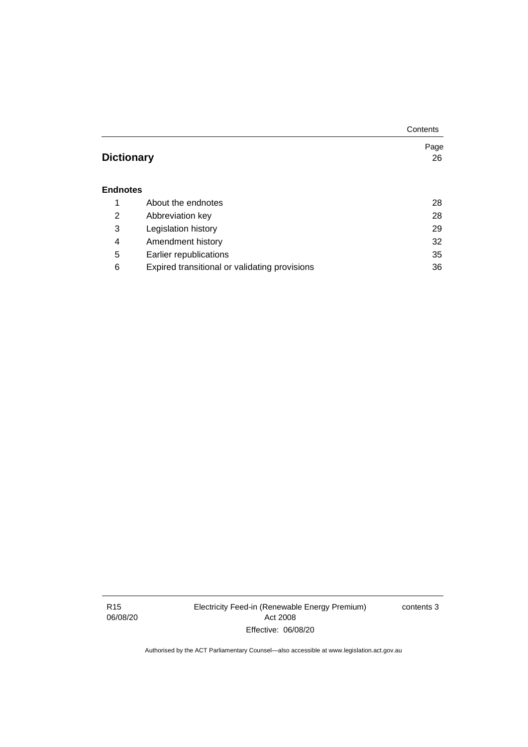| | | Page |
|---|---|---|
| **Dictionary** | | 26 |
| **Endnotes** | | |
| 1 | About the endnotes | 28 |
| 2 | Abbreviation key | 28 |
| 3 | Legislation history | 29 |
| 4 | Amendment history | 32 |
| 5 | Earlier republications | 35 |
| 6 | Expired transitional or validating provisions | 36 |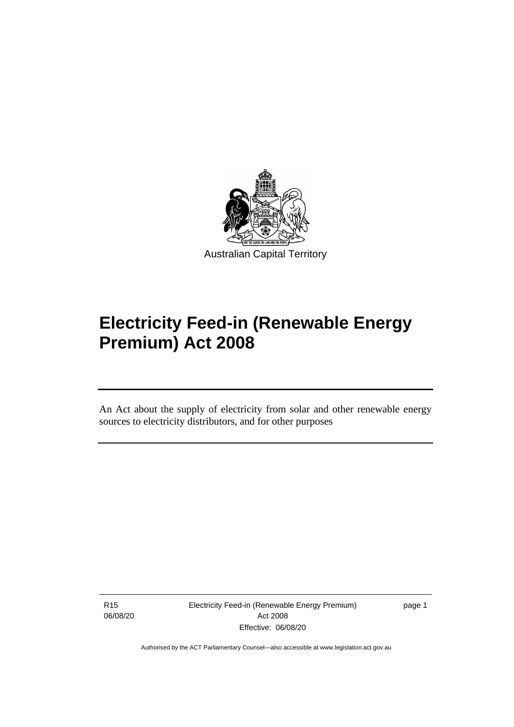Australian Capital Territory

# Electricity Feed-in (Renewable Energy Premium) Act 2008

An Act about the supply of electricity from solar and other renewable energy sources to electricity distributors, and for other purposes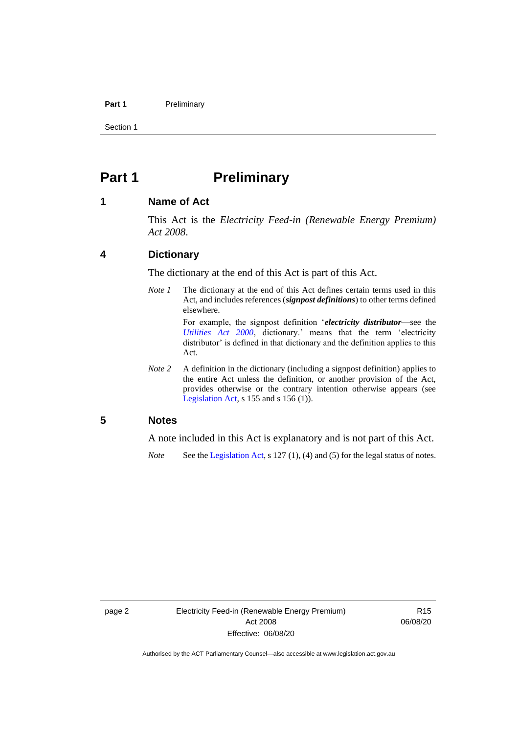# Part 1 Preliminary

## 1 Name of Act

This Act is the *Electricity Feed-in (Renewable Energy Premium) Act 2008*.

## 4 Dictionary

The dictionary at the end of this Act is part of this Act.

*Note 1* The dictionary at the end of this Act defines certain terms used in this Act, and includes references (***signpost definitions***) to other terms defined elsewhere.

For example, the signpost definition '***electricity distributor***—see the *Utilities Act 2000*, dictionary.' means that the term 'electricity distributor' is defined in that dictionary and the definition applies to this Act.

*Note 2* A definition in the dictionary (including a signpost definition) applies to the entire Act unless the definition, or another provision of the Act, provides otherwise or the contrary intention otherwise appears (see Legislation Act, s 155 and s 156 (1)).

## 5 Notes

A note included in this Act is explanatory and is not part of this Act.

*Note* See the Legislation Act, s 127 (1), (4) and (5) for the legal status of notes.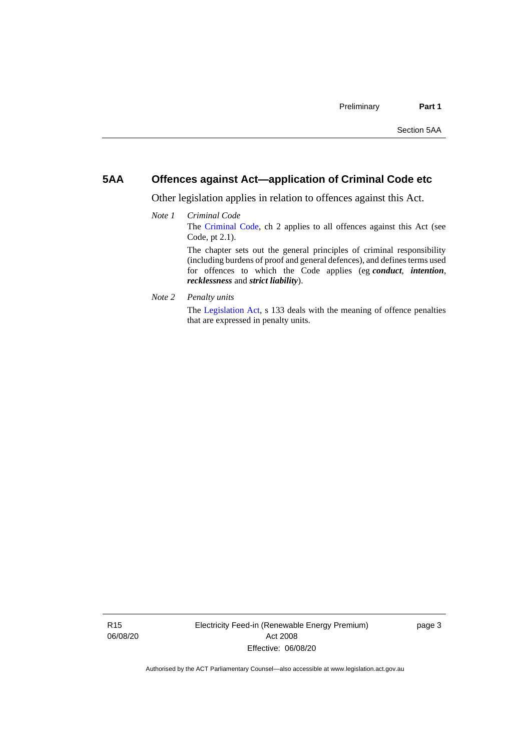## 5AA Offences against Act—application of Criminal Code etc

Other legislation applies in relation to offences against this Act.

*Note 1* *Criminal Code*

The Criminal Code, ch 2 applies to all offences against this Act (see Code, pt 2.1).

The chapter sets out the general principles of criminal responsibility (including burdens of proof and general defences), and defines terms used for offences to which the Code applies (eg ***conduct***, ***intention***, ***recklessness*** and ***strict liability***).

*Note 2* *Penalty units*

The Legislation Act, s 133 deals with the meaning of offence penalties that are expressed in penalty units.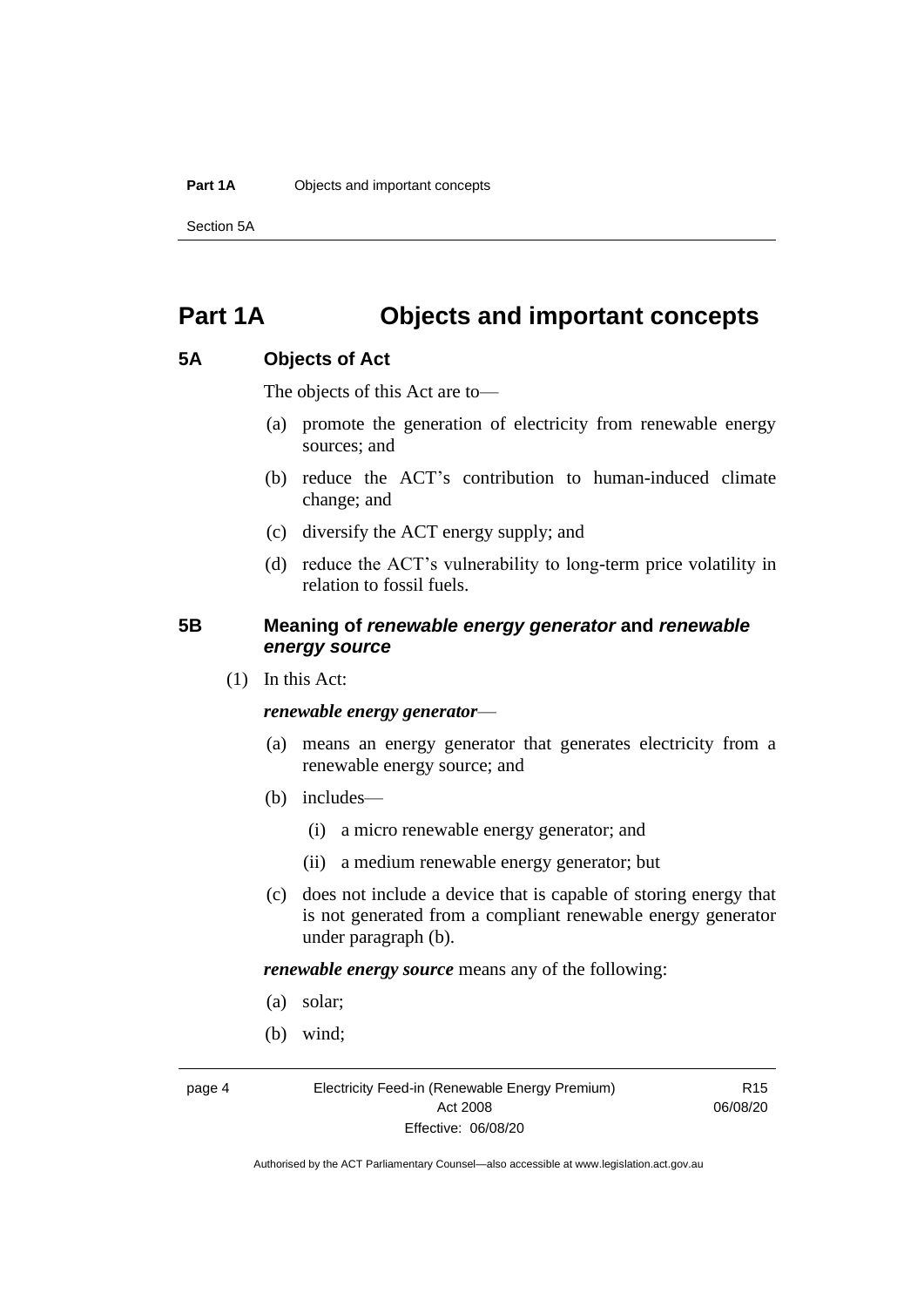# Part 1A Objects and important concepts

## 5A Objects of Act

The objects of this Act are to—

(a) promote the generation of electricity from renewable energy sources; and

(b) reduce the ACT's contribution to human-induced climate change; and

(c) diversify the ACT energy supply; and

(d) reduce the ACT's vulnerability to long-term price volatility in relation to fossil fuels.

## 5B Meaning of *renewable energy generator* and *renewable energy source*

(1) In this Act:

***renewable energy generator***—

(a) means an energy generator that generates electricity from a renewable energy source; and

(b) includes—

(i) a micro renewable energy generator; and

(ii) a medium renewable energy generator; but

(c) does not include a device that is capable of storing energy that is not generated from a compliant renewable energy generator under paragraph (b).

***renewable energy source*** means any of the following:

(a) solar;

(b) wind;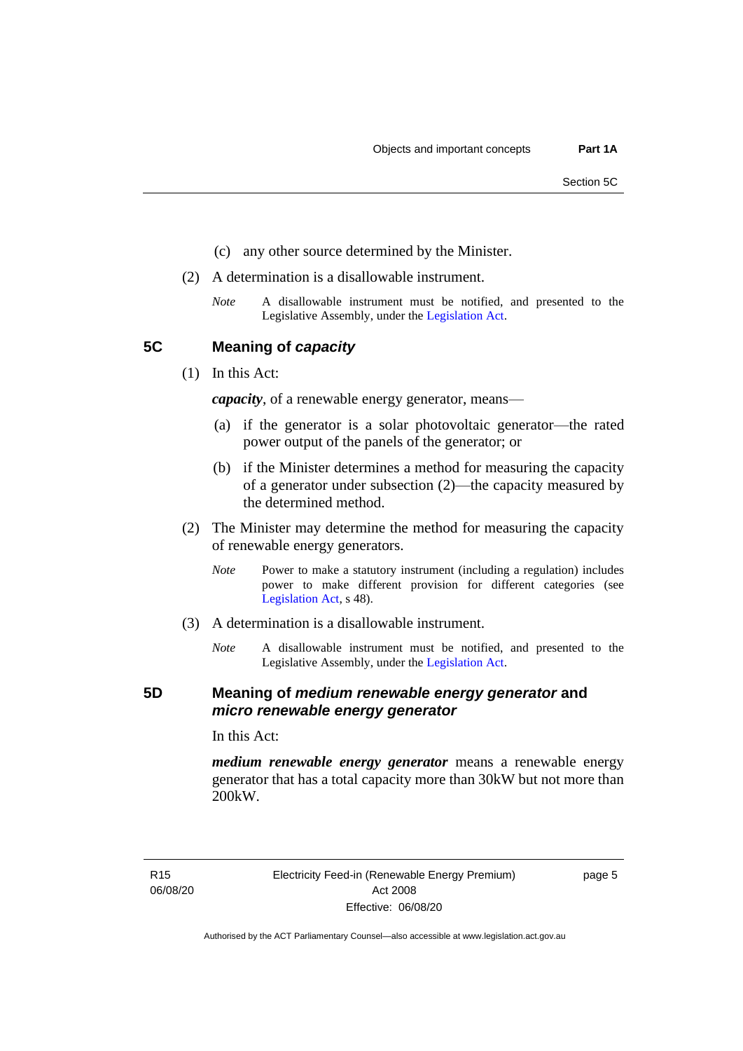(c) any other source determined by the Minister.

(2) A determination is a disallowable instrument.

*Note* A disallowable instrument must be notified, and presented to the Legislative Assembly, under the Legislation Act.

## 5C Meaning of *capacity*

(1) In this Act:

***capacity***, of a renewable energy generator, means—

(a) if the generator is a solar photovoltaic generator—the rated power output of the panels of the generator; or

(b) if the Minister determines a method for measuring the capacity of a generator under subsection (2)—the capacity measured by the determined method.

(2) The Minister may determine the method for measuring the capacity of renewable energy generators.

*Note* Power to make a statutory instrument (including a regulation) includes power to make different provision for different categories (see Legislation Act, s 48).

(3) A determination is a disallowable instrument.

*Note* A disallowable instrument must be notified, and presented to the Legislative Assembly, under the Legislation Act.

## 5D Meaning of *medium renewable energy generator* and *micro renewable energy generator*

In this Act:

***medium renewable energy generator*** means a renewable energy generator that has a total capacity more than 30kW but not more than 200kW.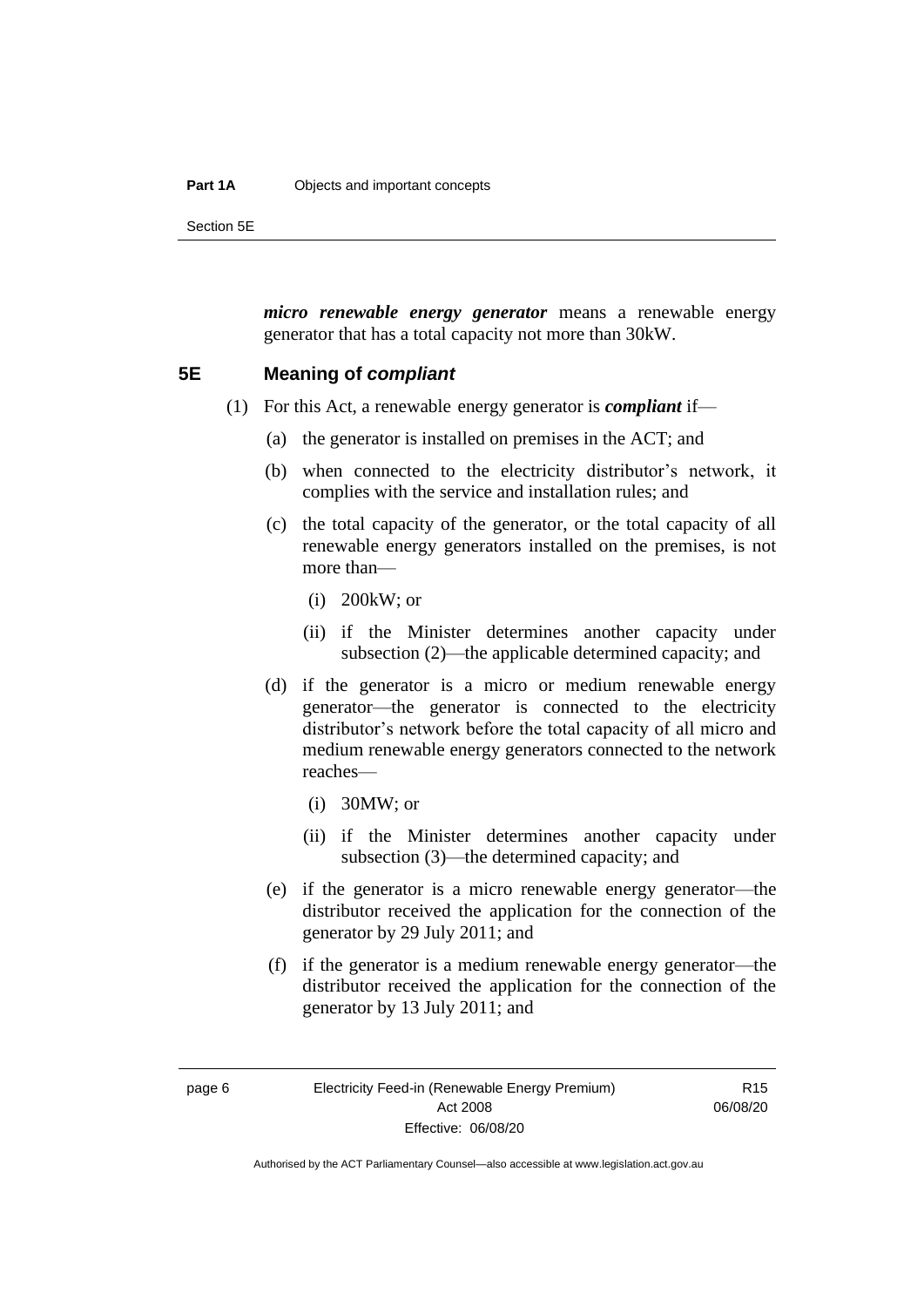***micro renewable energy generator*** means a renewable energy generator that has a total capacity not more than 30kW.

## 5E Meaning of *compliant*

(1) For this Act, a renewable energy generator is ***compliant*** if—

(a) the generator is installed on premises in the ACT; and

(b) when connected to the electricity distributor's network, it complies with the service and installation rules; and

(c) the total capacity of the generator, or the total capacity of all renewable energy generators installed on the premises, is not more than—

(i) 200kW; or

(ii) if the Minister determines another capacity under subsection (2)—the applicable determined capacity; and

(d) if the generator is a micro or medium renewable energy generator—the generator is connected to the electricity distributor's network before the total capacity of all micro and medium renewable energy generators connected to the network reaches—

(i) 30MW; or

(ii) if the Minister determines another capacity under subsection (3)—the determined capacity; and

(e) if the generator is a micro renewable energy generator—the distributor received the application for the connection of the generator by 29 July 2011; and

(f) if the generator is a medium renewable energy generator—the distributor received the application for the connection of the generator by 13 July 2011; and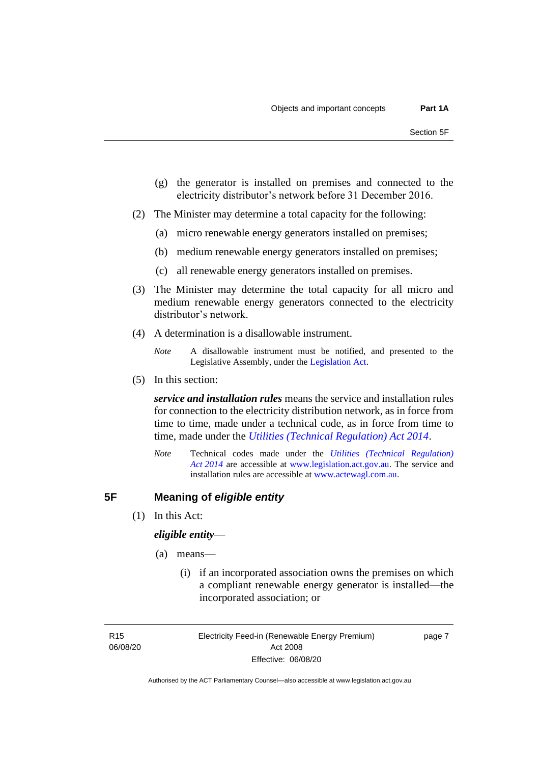(g) the generator is installed on premises and connected to the electricity distributor's network before 31 December 2016.

(2) The Minister may determine a total capacity for the following:

(a) micro renewable energy generators installed on premises;

(b) medium renewable energy generators installed on premises;

(c) all renewable energy generators installed on premises.

(3) The Minister may determine the total capacity for all micro and medium renewable energy generators connected to the electricity distributor's network.

(4) A determination is a disallowable instrument.

*Note* A disallowable instrument must be notified, and presented to the Legislative Assembly, under the Legislation Act.

(5) In this section:

***service and installation rules*** means the service and installation rules for connection to the electricity distribution network, as in force from time to time, made under a technical code, as in force from time to time, made under the *Utilities (Technical Regulation) Act 2014*.

*Note* Technical codes made under the *Utilities (Technical Regulation) Act 2014* are accessible at www.legislation.act.gov.au. The service and installation rules are accessible at www.actewagl.com.au.

## 5F Meaning of *eligible entity*

(1) In this Act:

***eligible entity***—

(a) means—

(i) if an incorporated association owns the premises on which a compliant renewable energy generator is installed—the incorporated association; or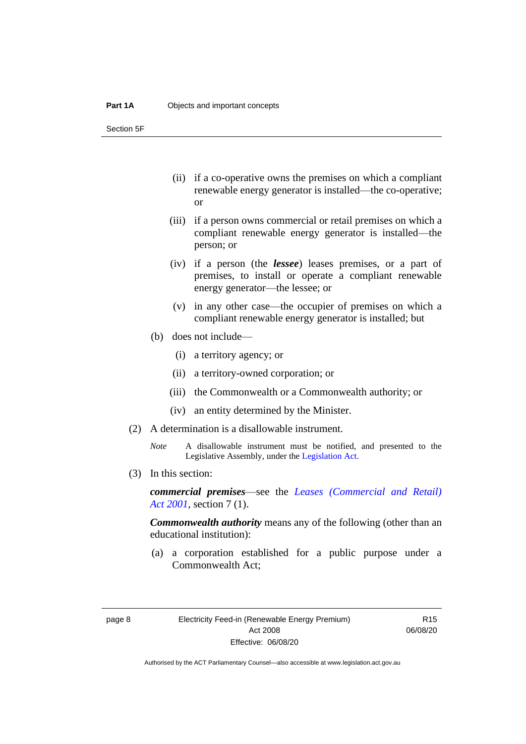(ii) if a co-operative owns the premises on which a compliant renewable energy generator is installed—the co-operative; or

(iii) if a person owns commercial or retail premises on which a compliant renewable energy generator is installed—the person; or

(iv) if a person (the ***lessee***) leases premises, or a part of premises, to install or operate a compliant renewable energy generator—the lessee; or

(v) in any other case—the occupier of premises on which a compliant renewable energy generator is installed; but

(b) does not include—

(i) a territory agency; or

(ii) a territory-owned corporation; or

(iii) the Commonwealth or a Commonwealth authority; or

(iv) an entity determined by the Minister.

(2) A determination is a disallowable instrument.

*Note* A disallowable instrument must be notified, and presented to the Legislative Assembly, under the Legislation Act.

(3) In this section:

***commercial premises***—see the *Leases (Commercial and Retail) Act 2001*, section 7 (1).

***Commonwealth authority*** means any of the following (other than an educational institution):

(a) a corporation established for a public purpose under a Commonwealth Act;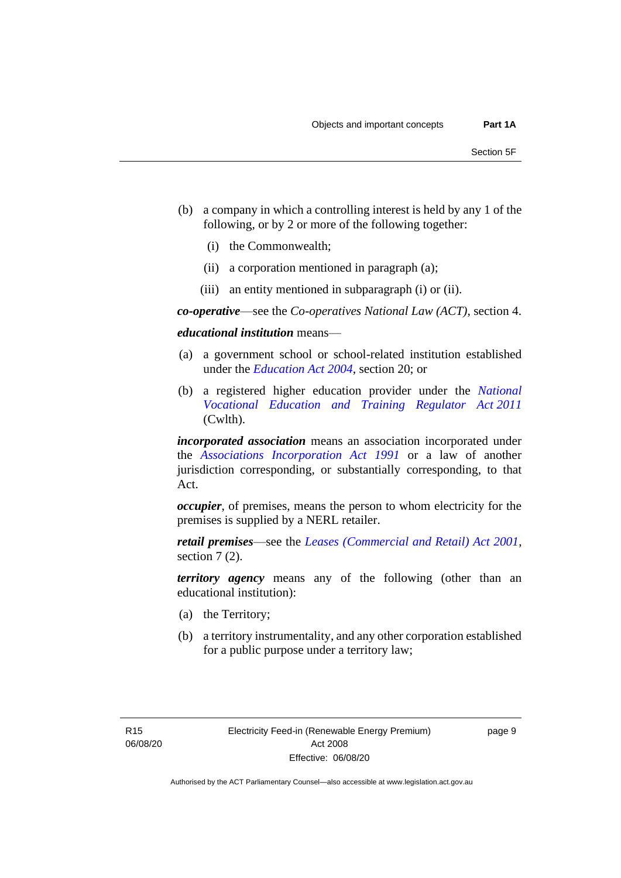(b) a company in which a controlling interest is held by any 1 of the following, or by 2 or more of the following together:

(i) the Commonwealth;

(ii) a corporation mentioned in paragraph (a);

(iii) an entity mentioned in subparagraph (i) or (ii).

***co-operative***—see the *Co-operatives National Law (ACT)*, section 4.

***educational institution*** means—

(a) a government school or school-related institution established under the *Education Act 2004*, section 20; or

(b) a registered higher education provider under the *National Vocational Education and Training Regulator Act 2011* (Cwlth).

***incorporated association*** means an association incorporated under the *Associations Incorporation Act 1991* or a law of another jurisdiction corresponding, or substantially corresponding, to that Act.

***occupier***, of premises, means the person to whom electricity for the premises is supplied by a NERL retailer.

***retail premises***—see the *Leases (Commercial and Retail) Act 2001*, section 7 (2).

***territory agency*** means any of the following (other than an educational institution):

(a) the Territory;

(b) a territory instrumentality, and any other corporation established for a public purpose under a territory law;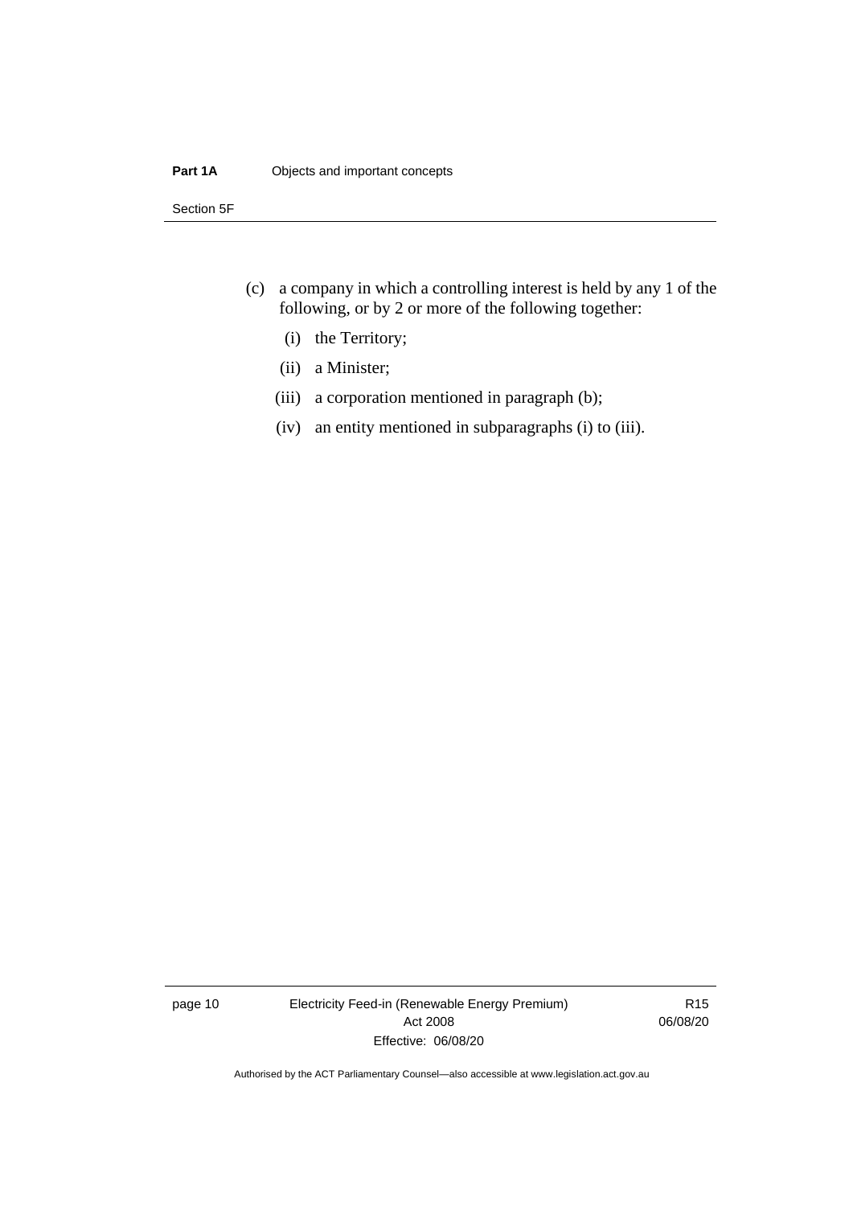(c) a company in which a controlling interest is held by any 1 of the following, or by 2 or more of the following together:

   (i) the Territory;

   (ii) a Minister;

   (iii) a corporation mentioned in paragraph (b);

   (iv) an entity mentioned in subparagraphs (i) to (iii).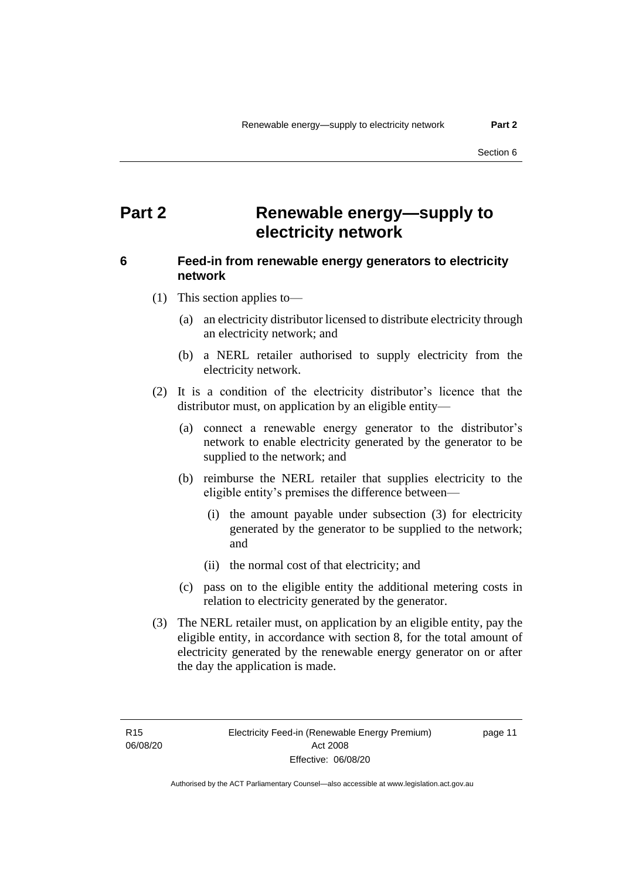# Part 2 Renewable energy—supply to electricity network

### 6 Feed-in from renewable energy generators to electricity network

(1) This section applies to—

(a) an electricity distributor licensed to distribute electricity through an electricity network; and

(b) a NERL retailer authorised to supply electricity from the electricity network.

(2) It is a condition of the electricity distributor's licence that the distributor must, on application by an eligible entity—

(a) connect a renewable energy generator to the distributor's network to enable electricity generated by the generator to be supplied to the network; and

(b) reimburse the NERL retailer that supplies electricity to the eligible entity's premises the difference between—

(i) the amount payable under subsection (3) for electricity generated by the generator to be supplied to the network; and

(ii) the normal cost of that electricity; and

(c) pass on to the eligible entity the additional metering costs in relation to electricity generated by the generator.

(3) The NERL retailer must, on application by an eligible entity, pay the eligible entity, in accordance with section 8, for the total amount of electricity generated by the renewable energy generator on or after the day the application is made.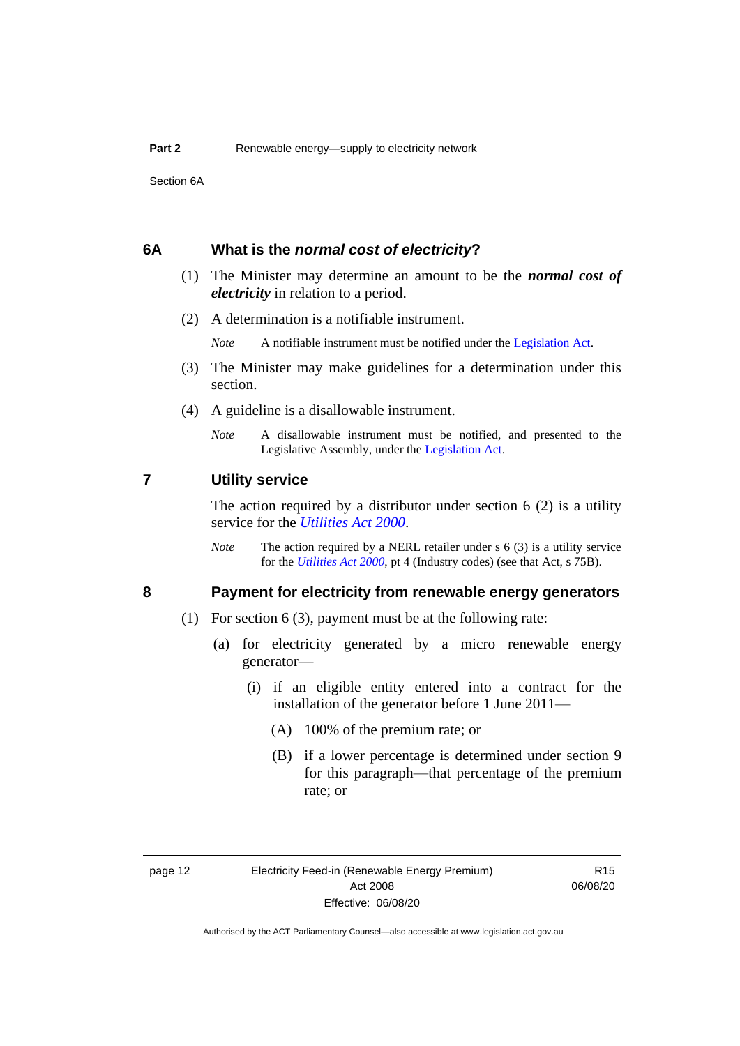## 6A What is the *normal cost of electricity*?

(1) The Minister may determine an amount to be the ***normal cost of electricity*** in relation to a period.

(2) A determination is a notifiable instrument.

*Note* A notifiable instrument must be notified under the Legislation Act.

(3) The Minister may make guidelines for a determination under this section.

(4) A guideline is a disallowable instrument.

*Note* A disallowable instrument must be notified, and presented to the Legislative Assembly, under the Legislation Act.

## 7 Utility service

The action required by a distributor under section 6 (2) is a utility service for the *Utilities Act 2000*.

*Note* The action required by a NERL retailer under s 6 (3) is a utility service for the *Utilities Act 2000*, pt 4 (Industry codes) (see that Act, s 75B).

## 8 Payment for electricity from renewable energy generators

(1) For section 6 (3), payment must be at the following rate:

(a) for electricity generated by a micro renewable energy generator—

(i) if an eligible entity entered into a contract for the installation of the generator before 1 June 2011—

(A) 100% of the premium rate; or

(B) if a lower percentage is determined under section 9 for this paragraph—that percentage of the premium rate; or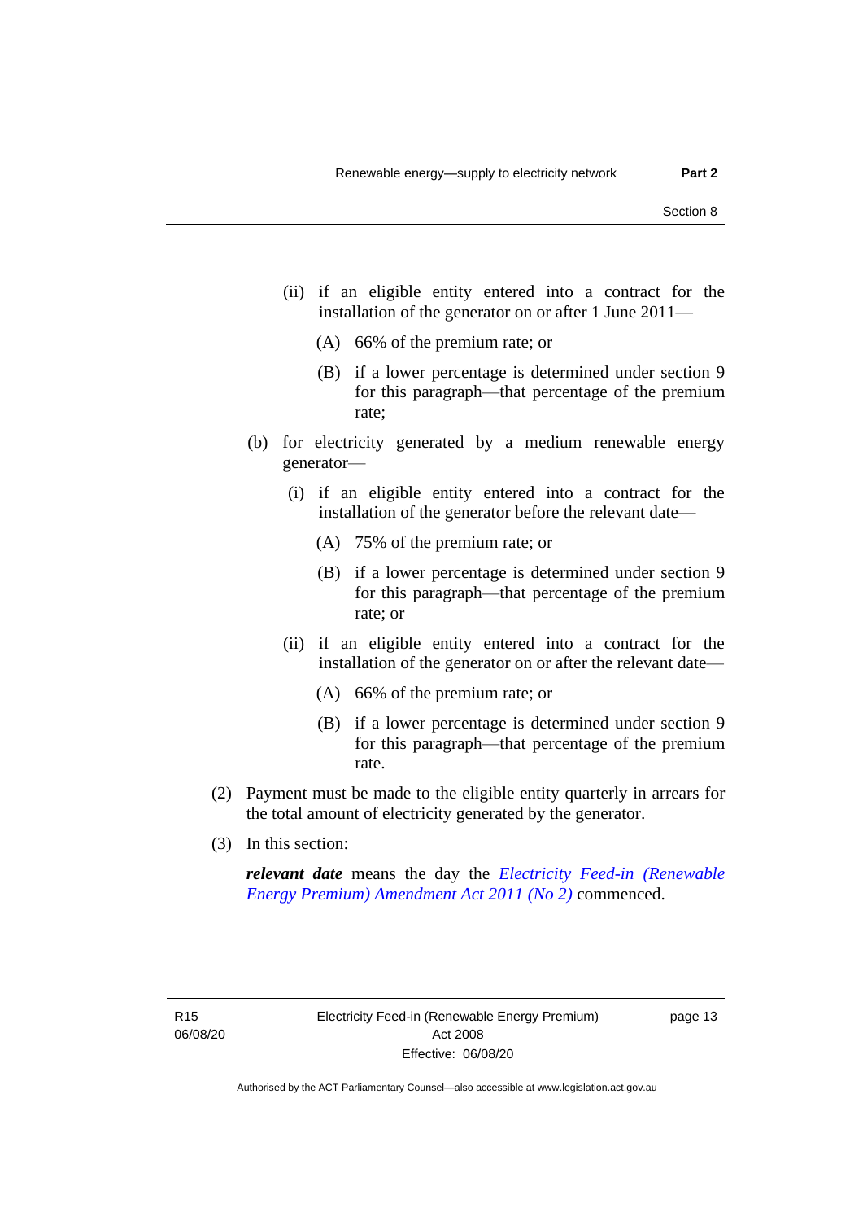(ii) if an eligible entity entered into a contract for the installation of the generator on or after 1 June 2011—

(A) 66% of the premium rate; or

(B) if a lower percentage is determined under section 9 for this paragraph—that percentage of the premium rate;

(b) for electricity generated by a medium renewable energy generator—

(i) if an eligible entity entered into a contract for the installation of the generator before the relevant date—

(A) 75% of the premium rate; or

(B) if a lower percentage is determined under section 9 for this paragraph—that percentage of the premium rate; or

(ii) if an eligible entity entered into a contract for the installation of the generator on or after the relevant date—

(A) 66% of the premium rate; or

(B) if a lower percentage is determined under section 9 for this paragraph—that percentage of the premium rate.

(2) Payment must be made to the eligible entity quarterly in arrears for the total amount of electricity generated by the generator.

(3) In this section:

***relevant date*** means the day the *Electricity Feed-in (Renewable Energy Premium) Amendment Act 2011 (No 2)* commenced.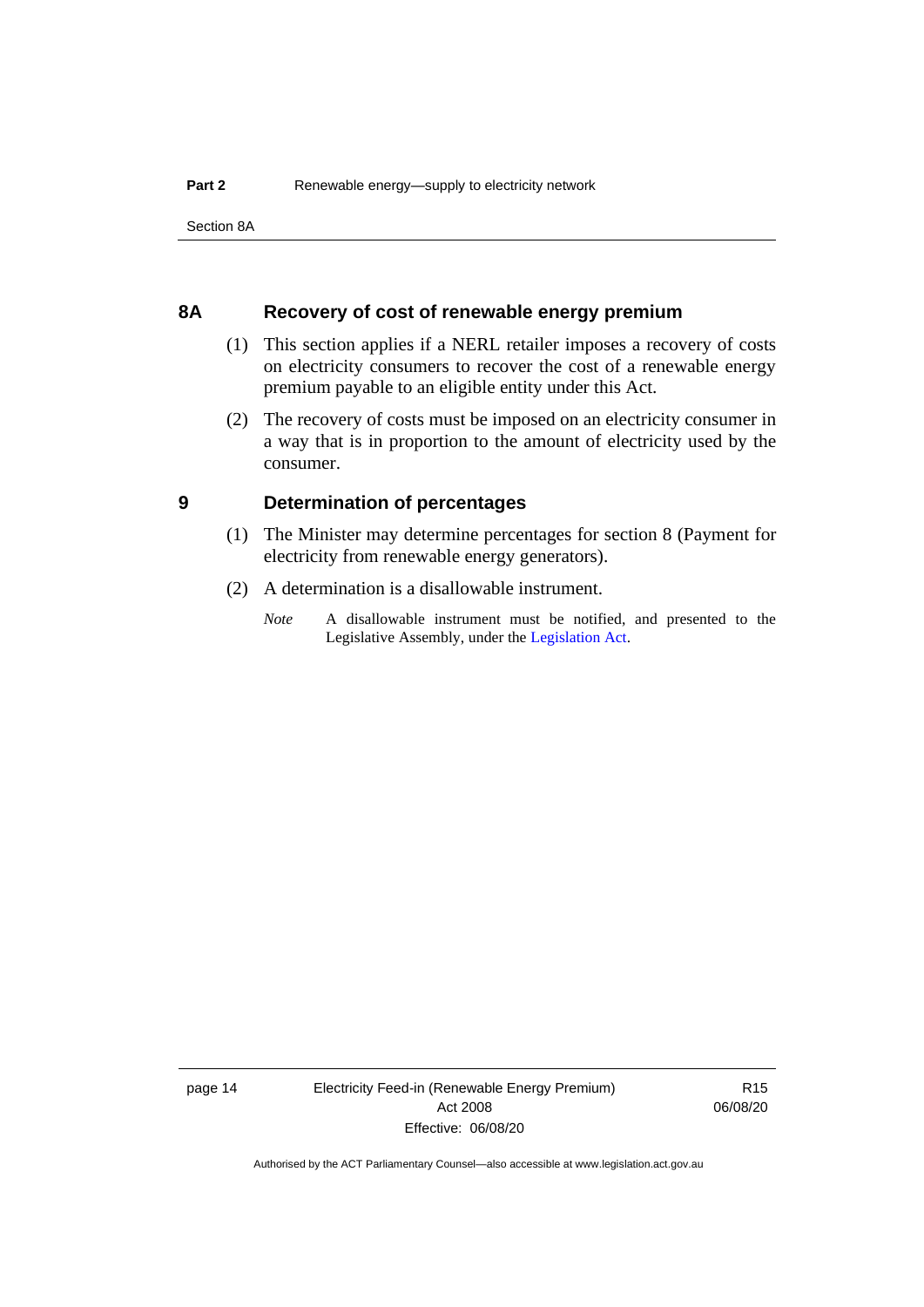## 8A Recovery of cost of renewable energy premium

(1) This section applies if a NERL retailer imposes a recovery of costs on electricity consumers to recover the cost of a renewable energy premium payable to an eligible entity under this Act.

(2) The recovery of costs must be imposed on an electricity consumer in a way that is in proportion to the amount of electricity used by the consumer.

## 9 Determination of percentages

(1) The Minister may determine percentages for section 8 (Payment for electricity from renewable energy generators).

(2) A determination is a disallowable instrument.

*Note* A disallowable instrument must be notified, and presented to the Legislative Assembly, under the Legislation Act.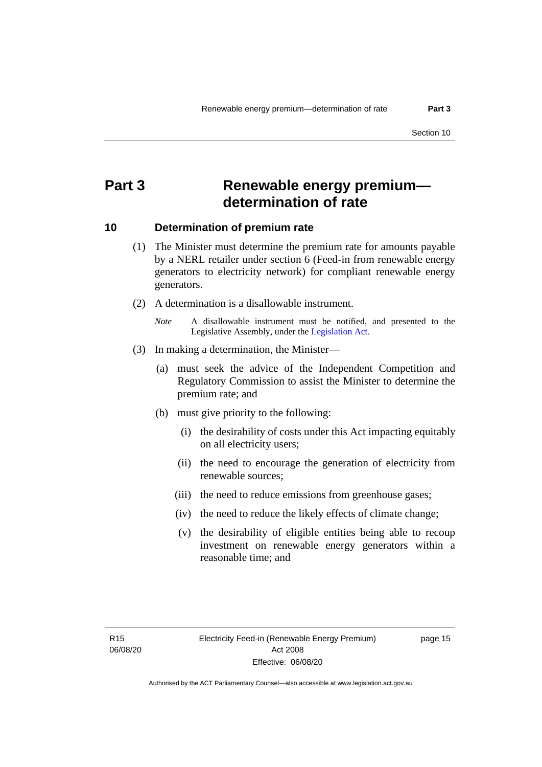# Part 3 Renewable energy premium—determination of rate

## 10 Determination of premium rate

(1) The Minister must determine the premium rate for amounts payable by a NERL retailer under section 6 (Feed-in from renewable energy generators to electricity network) for compliant renewable energy generators.

(2) A determination is a disallowable instrument.

*Note* A disallowable instrument must be notified, and presented to the Legislative Assembly, under the Legislation Act.

(3) In making a determination, the Minister—

(a) must seek the advice of the Independent Competition and Regulatory Commission to assist the Minister to determine the premium rate; and

(b) must give priority to the following:

(i) the desirability of costs under this Act impacting equitably on all electricity users;

(ii) the need to encourage the generation of electricity from renewable sources;

(iii) the need to reduce emissions from greenhouse gases;

(iv) the need to reduce the likely effects of climate change;

(v) the desirability of eligible entities being able to recoup investment on renewable energy generators within a reasonable time; and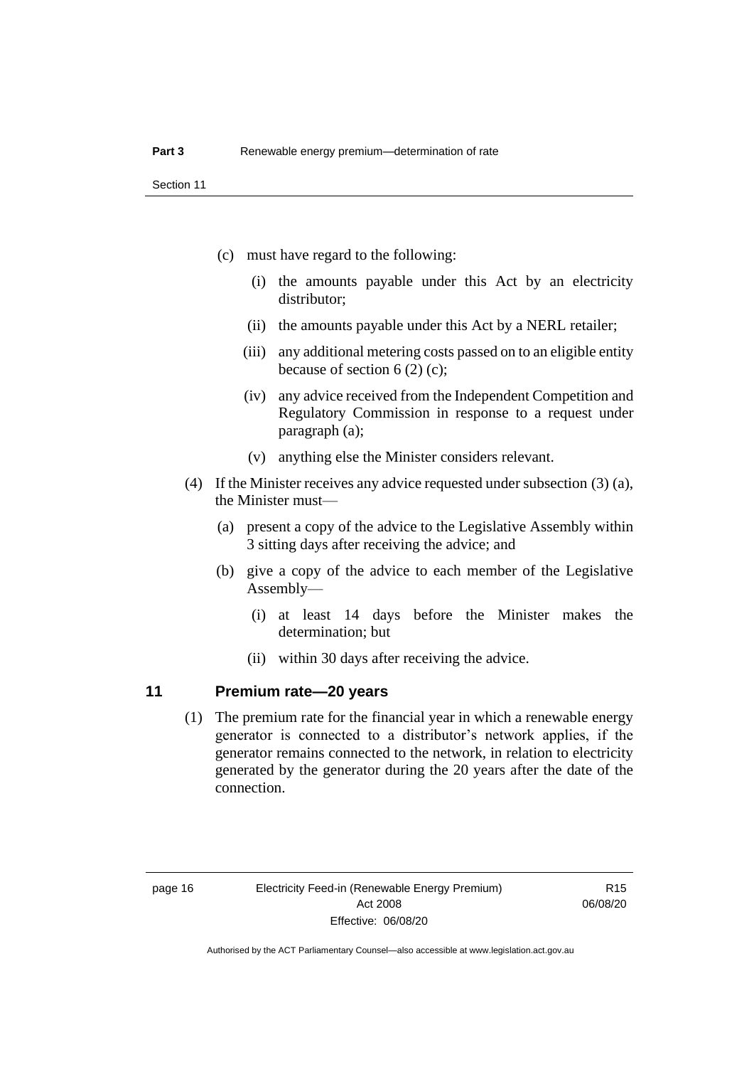(c) must have regard to the following:

(i) the amounts payable under this Act by an electricity distributor;

(ii) the amounts payable under this Act by a NERL retailer;

(iii) any additional metering costs passed on to an eligible entity because of section 6 (2) (c);

(iv) any advice received from the Independent Competition and Regulatory Commission in response to a request under paragraph (a);

(v) anything else the Minister considers relevant.

(4) If the Minister receives any advice requested under subsection (3) (a), the Minister must—

(a) present a copy of the advice to the Legislative Assembly within 3 sitting days after receiving the advice; and

(b) give a copy of the advice to each member of the Legislative Assembly—

(i) at least 14 days before the Minister makes the determination; but

(ii) within 30 days after receiving the advice.

## 11 Premium rate—20 years

(1) The premium rate for the financial year in which a renewable energy generator is connected to a distributor's network applies, if the generator remains connected to the network, in relation to electricity generated by the generator during the 20 years after the date of the connection.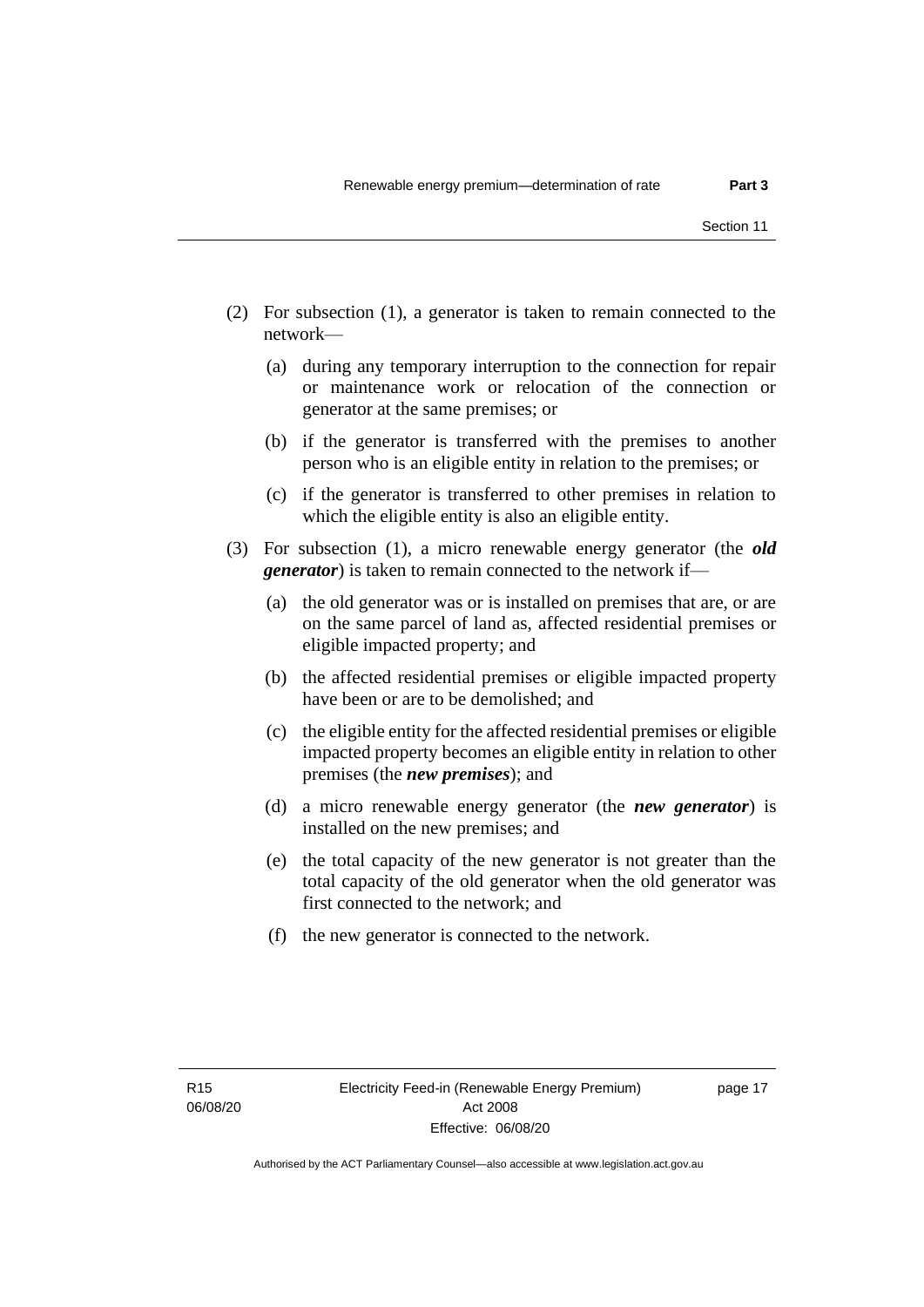(2) For subsection (1), a generator is taken to remain connected to the network—

  (a) during any temporary interruption to the connection for repair or maintenance work or relocation of the connection or generator at the same premises; or

  (b) if the generator is transferred with the premises to another person who is an eligible entity in relation to the premises; or

  (c) if the generator is transferred to other premises in relation to which the eligible entity is also an eligible entity.

(3) For subsection (1), a micro renewable energy generator (the ***old generator***) is taken to remain connected to the network if—

  (a) the old generator was or is installed on premises that are, or are on the same parcel of land as, affected residential premises or eligible impacted property; and

  (b) the affected residential premises or eligible impacted property have been or are to be demolished; and

  (c) the eligible entity for the affected residential premises or eligible impacted property becomes an eligible entity in relation to other premises (the ***new premises***); and

  (d) a micro renewable energy generator (the ***new generator***) is installed on the new premises; and

  (e) the total capacity of the new generator is not greater than the total capacity of the old generator when the old generator was first connected to the network; and

  (f) the new generator is connected to the network.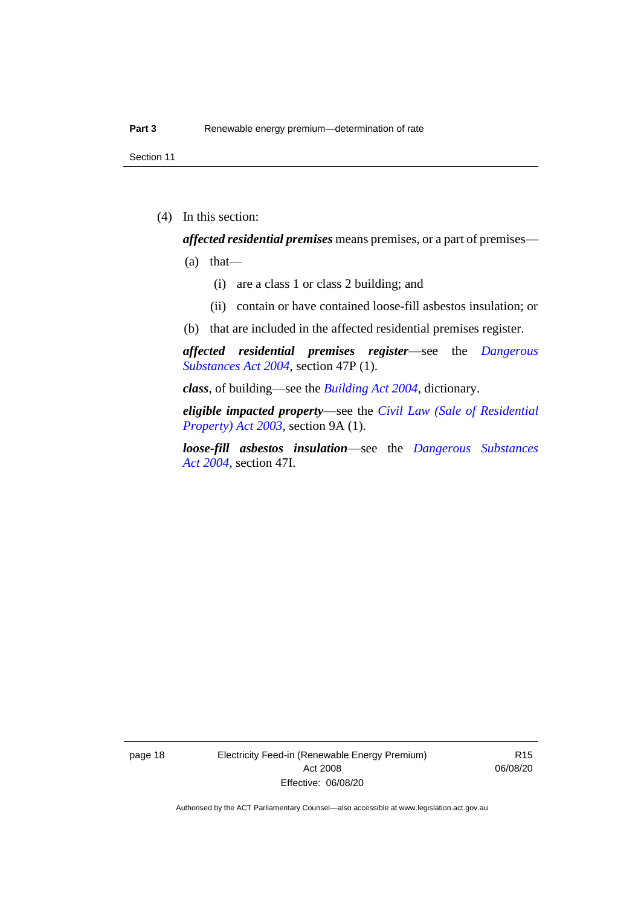(4) In this section:

***affected residential premises*** means premises, or a part of premises—

(a) that—

(i) are a class 1 or class 2 building; and

(ii) contain or have contained loose-fill asbestos insulation; or

(b) that are included in the affected residential premises register.

***affected residential premises register***—see the *Dangerous Substances Act 2004*, section 47P (1).

***class***, of building—see the *Building Act 2004*, dictionary.

***eligible impacted property***—see the *Civil Law (Sale of Residential Property) Act 2003*, section 9A (1).

***loose-fill asbestos insulation***—see the *Dangerous Substances Act 2004*, section 47I.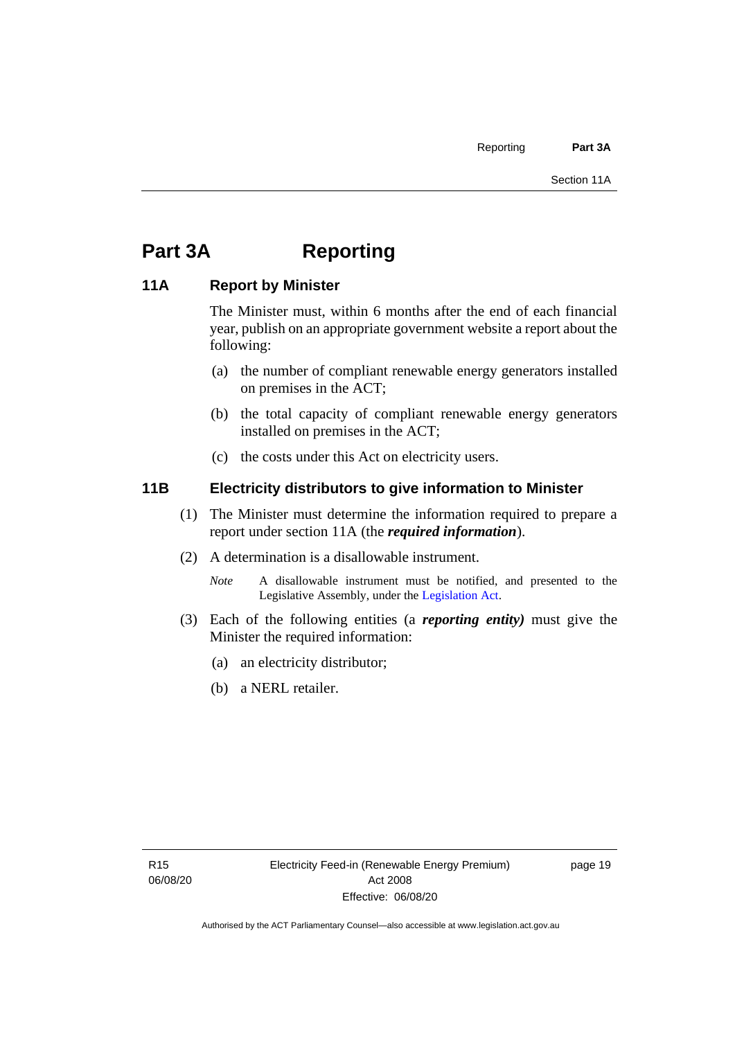# Part 3A Reporting

## 11A Report by Minister

The Minister must, within 6 months after the end of each financial year, publish on an appropriate government website a report about the following:

(a) the number of compliant renewable energy generators installed on premises in the ACT;

(b) the total capacity of compliant renewable energy generators installed on premises in the ACT;

(c) the costs under this Act on electricity users.

## 11B Electricity distributors to give information to Minister

(1) The Minister must determine the information required to prepare a report under section 11A (the ***required information***).

(2) A determination is a disallowable instrument.

*Note* A disallowable instrument must be notified, and presented to the Legislative Assembly, under the Legislation Act.

(3) Each of the following entities (a ***reporting entity)*** must give the Minister the required information:

(a) an electricity distributor;

(b) a NERL retailer.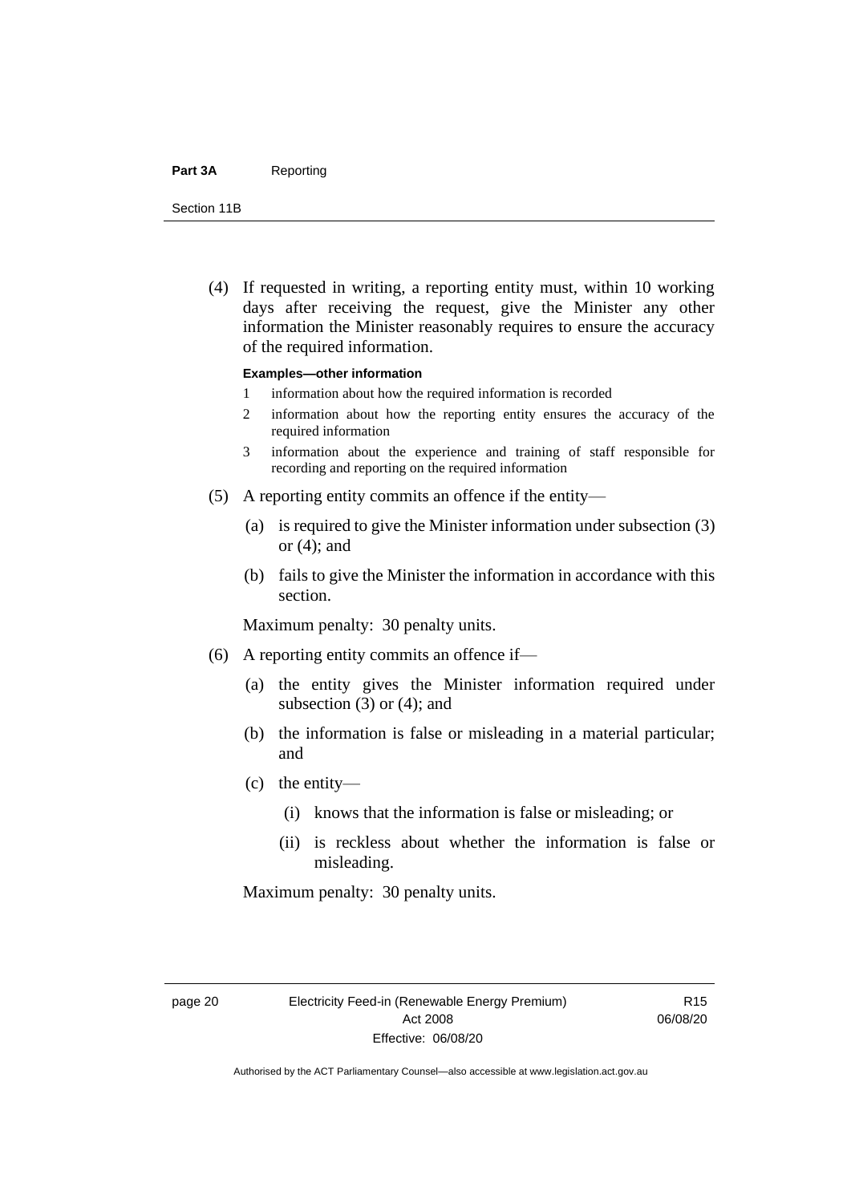(4) If requested in writing, a reporting entity must, within 10 working days after receiving the request, give the Minister any other information the Minister reasonably requires to ensure the accuracy of the required information.

**Examples—other information**

1 information about how the required information is recorded

2 information about how the reporting entity ensures the accuracy of the required information

3 information about the experience and training of staff responsible for recording and reporting on the required information

(5) A reporting entity commits an offence if the entity—

(a) is required to give the Minister information under subsection (3) or (4); and

(b) fails to give the Minister the information in accordance with this section.

Maximum penalty: 30 penalty units.

(6) A reporting entity commits an offence if—

(a) the entity gives the Minister information required under subsection (3) or (4); and

(b) the information is false or misleading in a material particular; and

(c) the entity—

(i) knows that the information is false or misleading; or

(ii) is reckless about whether the information is false or misleading.

Maximum penalty: 30 penalty units.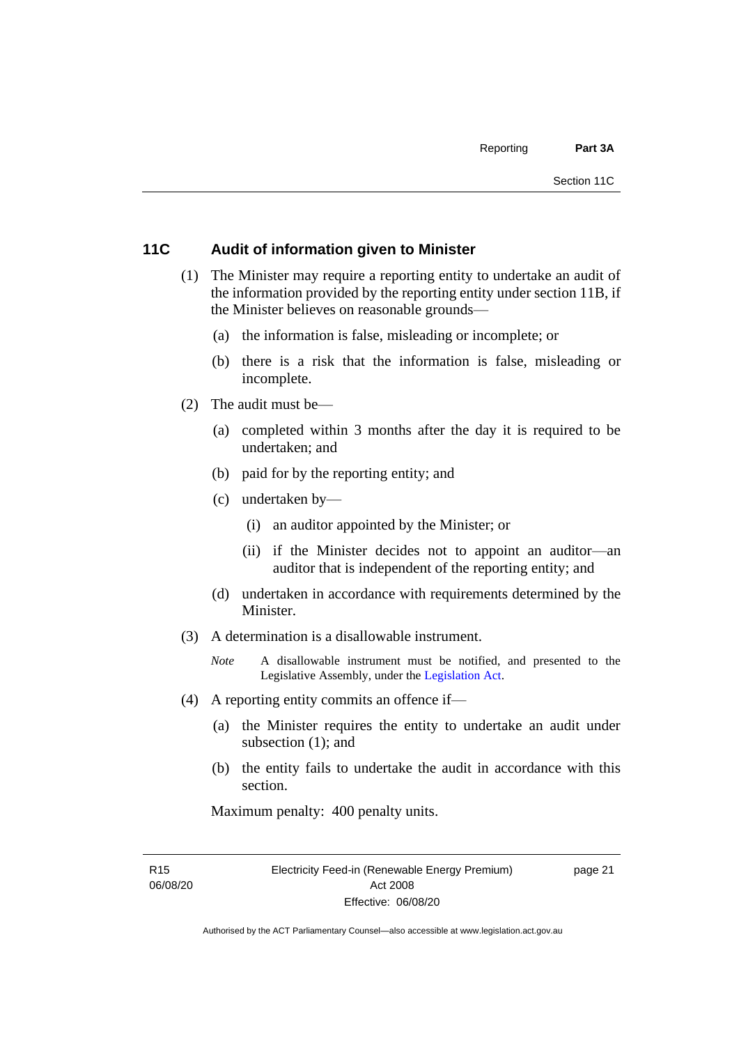## 11C Audit of information given to Minister

(1) The Minister may require a reporting entity to undertake an audit of the information provided by the reporting entity under section 11B, if the Minister believes on reasonable grounds—

(a) the information is false, misleading or incomplete; or

(b) there is a risk that the information is false, misleading or incomplete.

(2) The audit must be—

(a) completed within 3 months after the day it is required to be undertaken; and

(b) paid for by the reporting entity; and

(c) undertaken by—

(i) an auditor appointed by the Minister; or

(ii) if the Minister decides not to appoint an auditor—an auditor that is independent of the reporting entity; and

(d) undertaken in accordance with requirements determined by the Minister.

(3) A determination is a disallowable instrument.

*Note* A disallowable instrument must be notified, and presented to the Legislative Assembly, under the Legislation Act.

(4) A reporting entity commits an offence if—

(a) the Minister requires the entity to undertake an audit under subsection (1); and

(b) the entity fails to undertake the audit in accordance with this section.

Maximum penalty: 400 penalty units.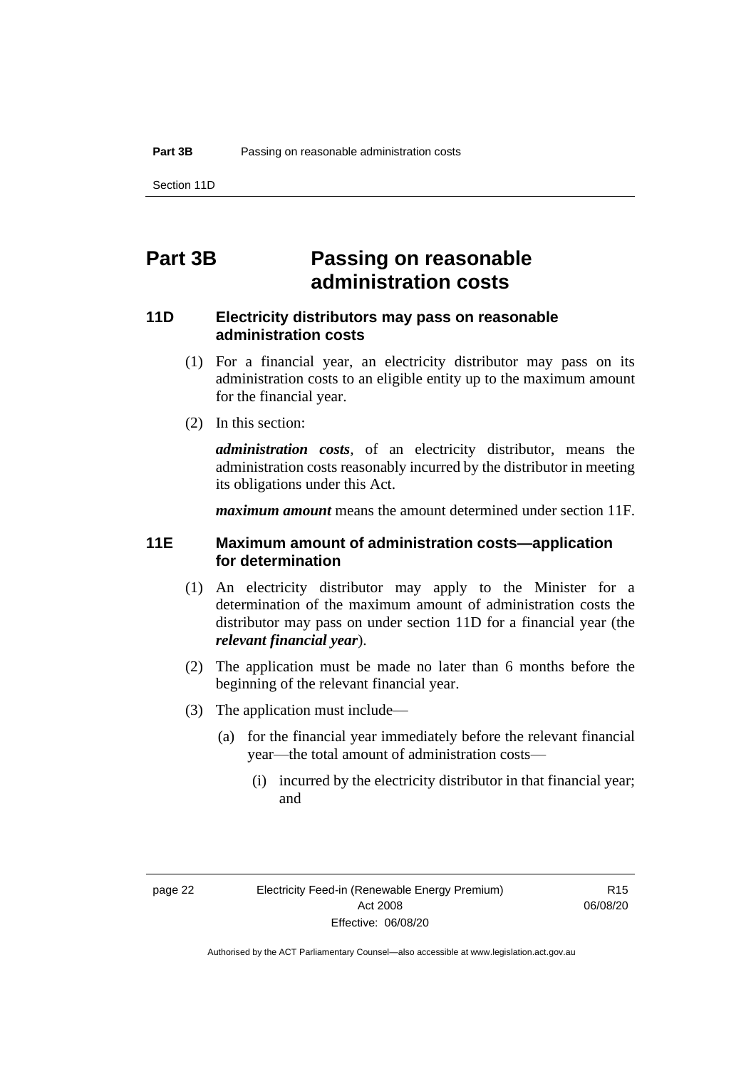# Part 3B Passing on reasonable administration costs

## 11D Electricity distributors may pass on reasonable administration costs

(1) For a financial year, an electricity distributor may pass on its administration costs to an eligible entity up to the maximum amount for the financial year.

(2) In this section:

***administration costs***, of an electricity distributor, means the administration costs reasonably incurred by the distributor in meeting its obligations under this Act.

***maximum amount*** means the amount determined under section 11F.

## 11E Maximum amount of administration costs—application for determination

(1) An electricity distributor may apply to the Minister for a determination of the maximum amount of administration costs the distributor may pass on under section 11D for a financial year (the ***relevant financial year***).

(2) The application must be made no later than 6 months before the beginning of the relevant financial year.

(3) The application must include—

(a) for the financial year immediately before the relevant financial year—the total amount of administration costs—

(i) incurred by the electricity distributor in that financial year; and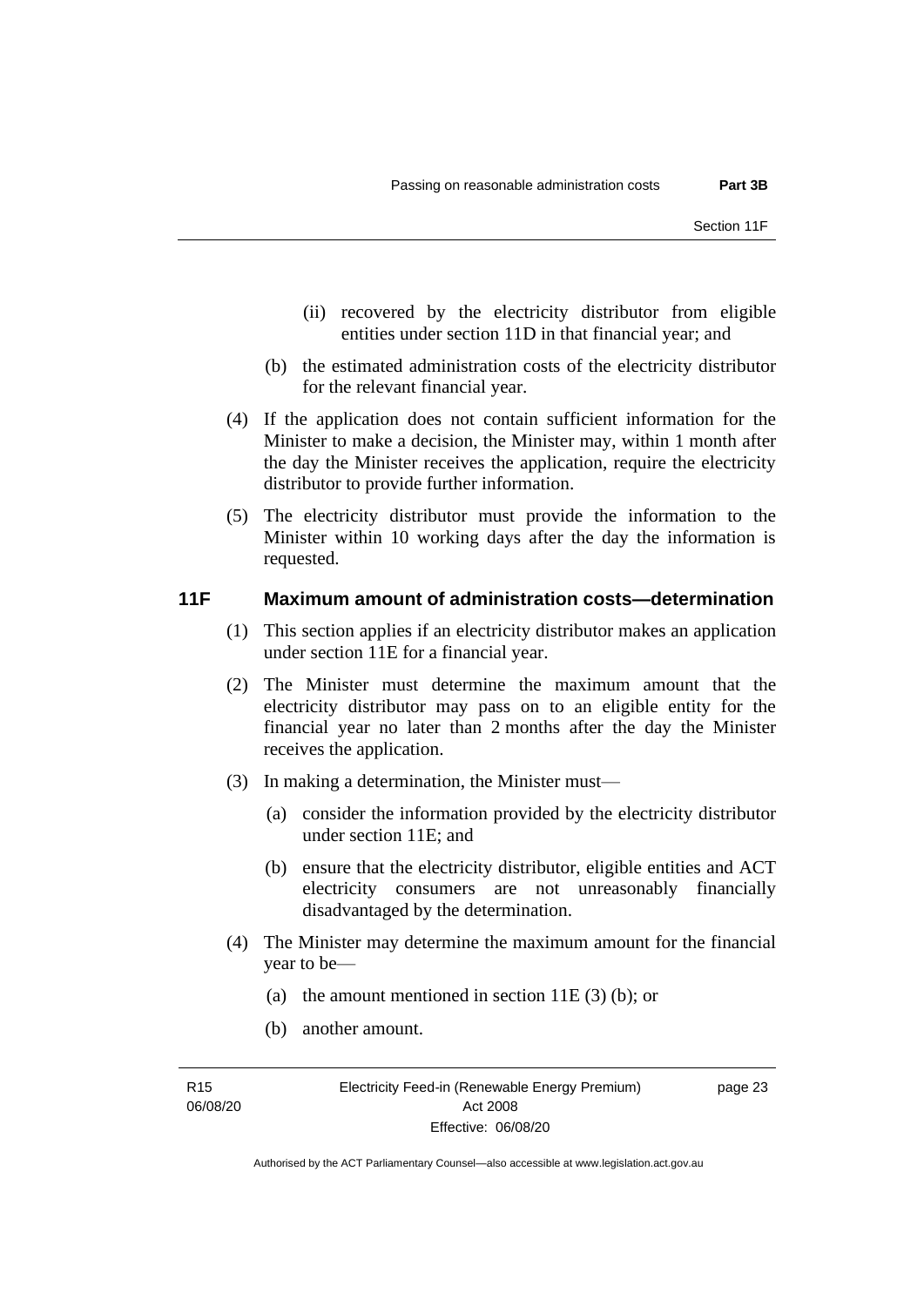(ii) recovered by the electricity distributor from eligible entities under section 11D in that financial year; and

(b) the estimated administration costs of the electricity distributor for the relevant financial year.

(4) If the application does not contain sufficient information for the Minister to make a decision, the Minister may, within 1 month after the day the Minister receives the application, require the electricity distributor to provide further information.

(5) The electricity distributor must provide the information to the Minister within 10 working days after the day the information is requested.

## 11F Maximum amount of administration costs—determination

(1) This section applies if an electricity distributor makes an application under section 11E for a financial year.

(2) The Minister must determine the maximum amount that the electricity distributor may pass on to an eligible entity for the financial year no later than 2 months after the day the Minister receives the application.

(3) In making a determination, the Minister must—

(a) consider the information provided by the electricity distributor under section 11E; and

(b) ensure that the electricity distributor, eligible entities and ACT electricity consumers are not unreasonably financially disadvantaged by the determination.

(4) The Minister may determine the maximum amount for the financial year to be—

(a) the amount mentioned in section 11E (3) (b); or

(b) another amount.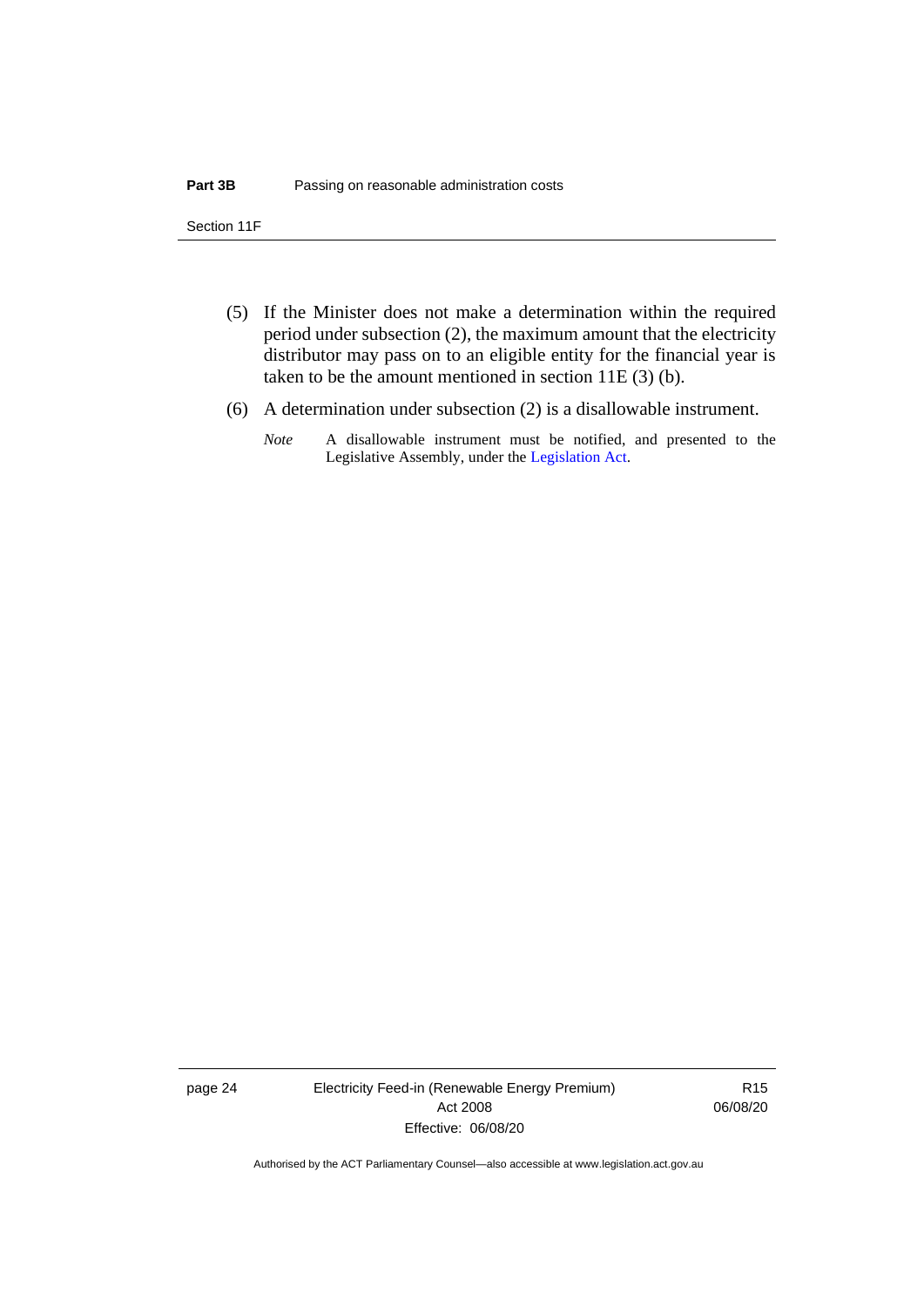(5) If the Minister does not make a determination within the required period under subsection (2), the maximum amount that the electricity distributor may pass on to an eligible entity for the financial year is taken to be the amount mentioned in section 11E (3) (b).

(6) A determination under subsection (2) is a disallowable instrument.

*Note* A disallowable instrument must be notified, and presented to the Legislative Assembly, under the Legislation Act.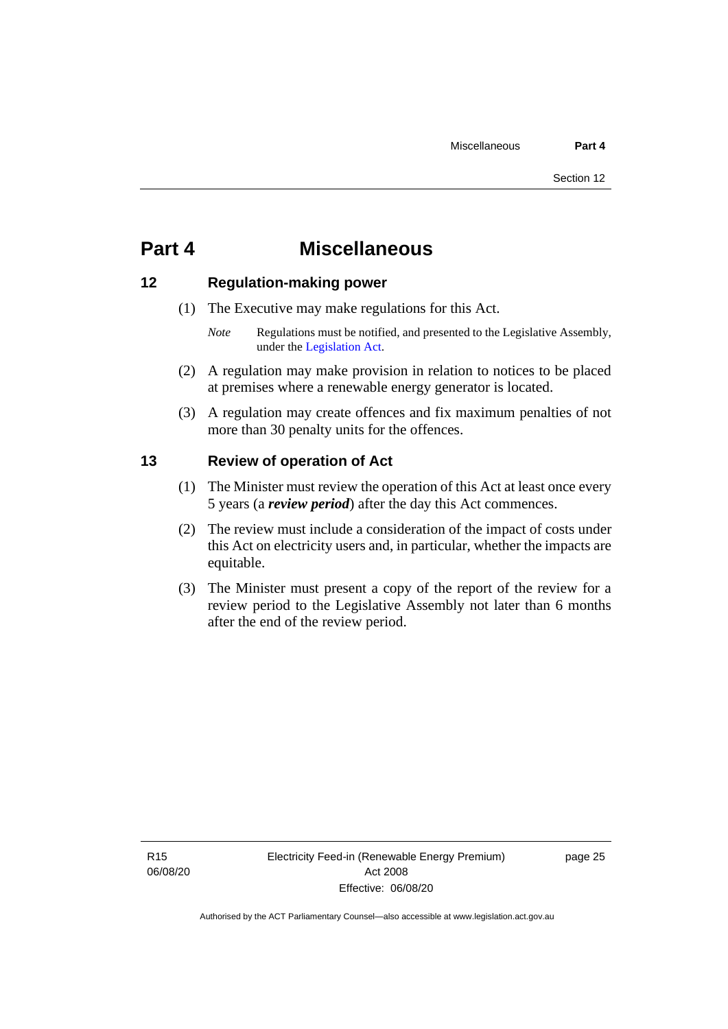# Part 4 Miscellaneous

## 12 Regulation-making power

(1) The Executive may make regulations for this Act.

*Note* Regulations must be notified, and presented to the Legislative Assembly, under the Legislation Act.

(2) A regulation may make provision in relation to notices to be placed at premises where a renewable energy generator is located.

(3) A regulation may create offences and fix maximum penalties of not more than 30 penalty units for the offences.

## 13 Review of operation of Act

(1) The Minister must review the operation of this Act at least once every 5 years (a ***review period***) after the day this Act commences.

(2) The review must include a consideration of the impact of costs under this Act on electricity users and, in particular, whether the impacts are equitable.

(3) The Minister must present a copy of the report of the review for a review period to the Legislative Assembly not later than 6 months after the end of the review period.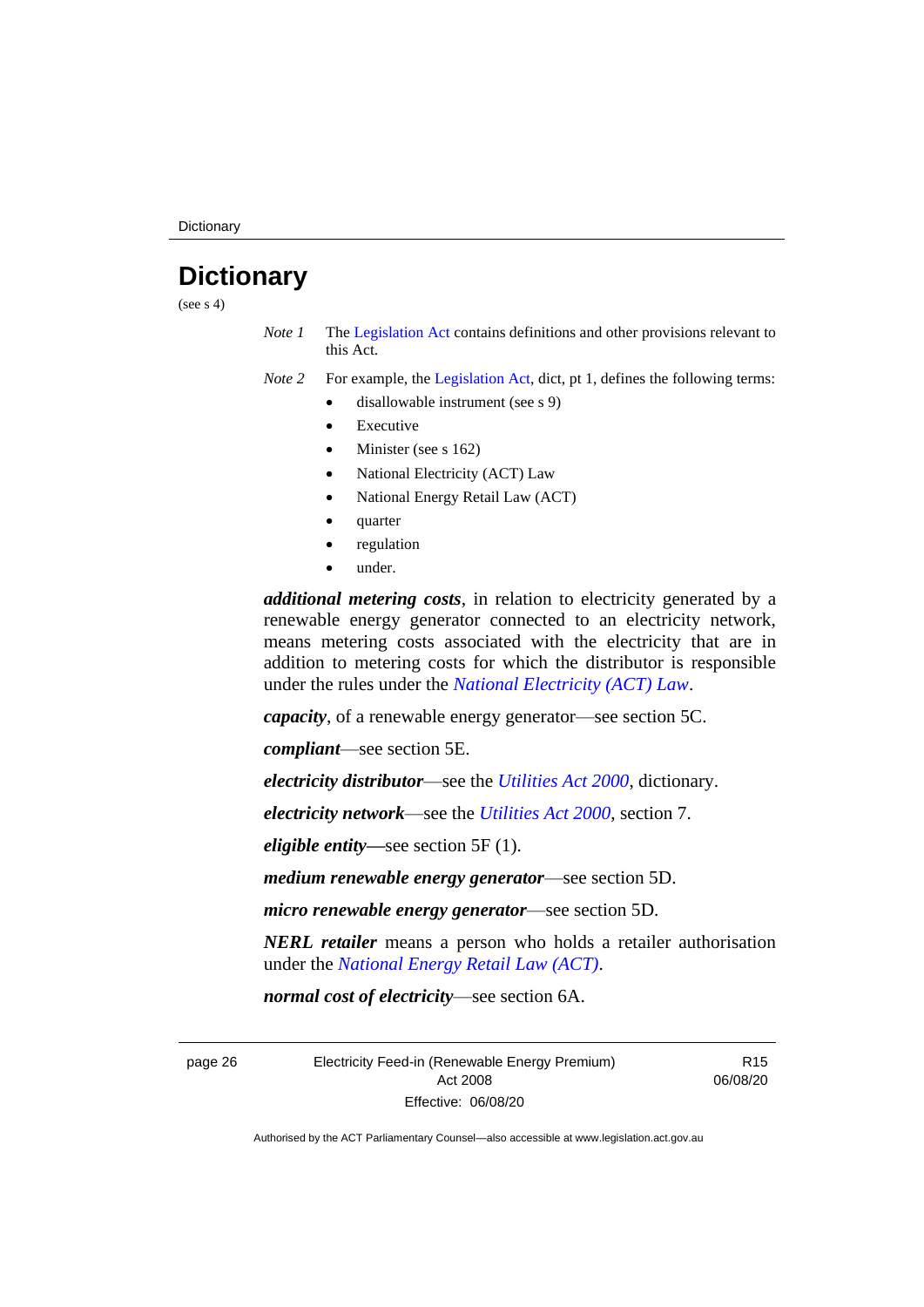# Dictionary

(see s 4)

*Note 1* The Legislation Act contains definitions and other provisions relevant to this Act.

*Note 2* For example, the Legislation Act, dict, pt 1, defines the following terms:

- disallowable instrument (see s 9)
- Executive
- Minister (see s 162)
- National Electricity (ACT) Law
- National Energy Retail Law (ACT)
- quarter
- regulation
- under.

***additional metering costs***, in relation to electricity generated by a renewable energy generator connected to an electricity network, means metering costs associated with the electricity that are in addition to metering costs for which the distributor is responsible under the rules under the *National Electricity (ACT) Law*.

***capacity***, of a renewable energy generator—see section 5C.

***compliant***—see section 5E.

***electricity distributor***—see the *Utilities Act 2000*, dictionary.

***electricity network***—see the *Utilities Act 2000*, section 7.

***eligible entity***—see section 5F (1).

***medium renewable energy generator***—see section 5D.

***micro renewable energy generator***—see section 5D.

***NERL retailer*** means a person who holds a retailer authorisation under the *National Energy Retail Law (ACT)*.

***normal cost of electricity***—see section 6A.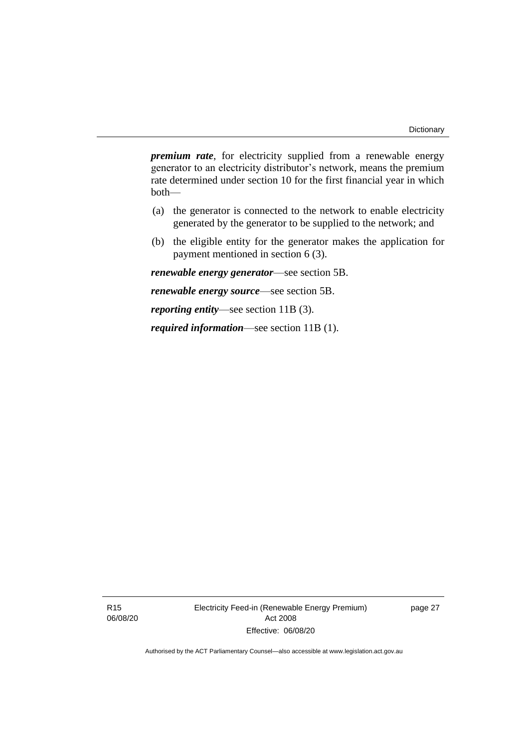***premium rate***, for electricity supplied from a renewable energy generator to an electricity distributor's network, means the premium rate determined under section 10 for the first financial year in which both—

(a) the generator is connected to the network to enable electricity generated by the generator to be supplied to the network; and

(b) the eligible entity for the generator makes the application for payment mentioned in section 6 (3).

***renewable energy generator***—see section 5B.

***renewable energy source***—see section 5B.

***reporting entity***—see section 11B (3).

***required information***—see section 11B (1).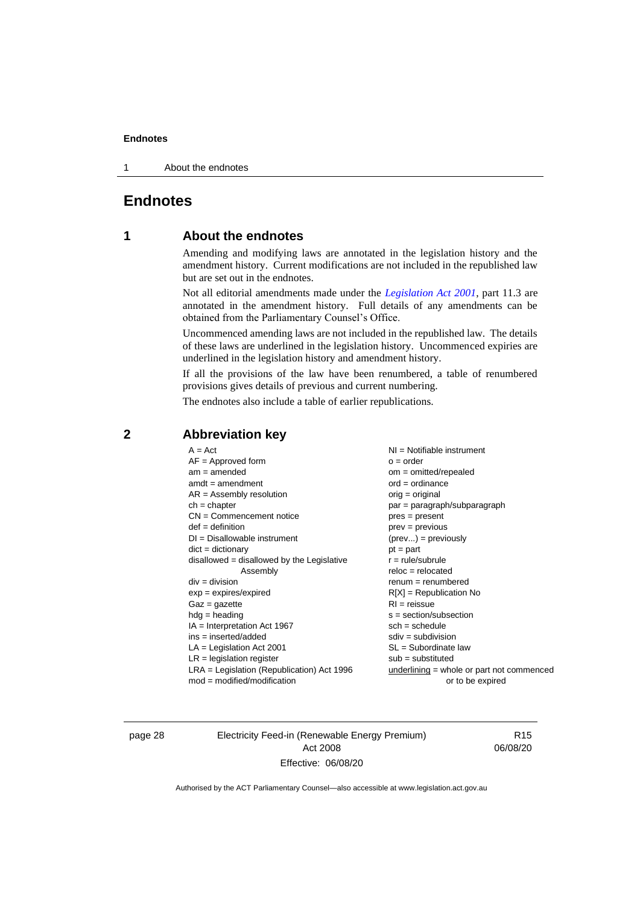# Endnotes

## 1 About the endnotes

Amending and modifying laws are annotated in the legislation history and the amendment history. Current modifications are not included in the republished law but are set out in the endnotes.

Not all editorial amendments made under the *Legislation Act 2001*, part 11.3 are annotated in the amendment history. Full details of any amendments can be obtained from the Parliamentary Counsel's Office.

Uncommenced amending laws are not included in the republished law. The details of these laws are underlined in the legislation history. Uncommenced expiries are underlined in the legislation history and amendment history.

If all the provisions of the law have been renumbered, a table of renumbered provisions gives details of previous and current numbering.

The endnotes also include a table of earlier republications.

## 2 Abbreviation key

A = Act
AF = Approved form
am = amended
amdt = amendment
AR = Assembly resolution
ch = chapter
CN = Commencement notice
def = definition
DI = Disallowable instrument
dict = dictionary
disallowed = disallowed by the Legislative Assembly
div = division
exp = expires/expired
Gaz = gazette
hdg = heading
IA = Interpretation Act 1967
ins = inserted/added
LA = Legislation Act 2001
LR = legislation register
LRA = Legislation (Republication) Act 1996
mod = modified/modification
NI = Notifiable instrument
o = order
om = omitted/repealed
ord = ordinance
orig = original
par = paragraph/subparagraph
pres = present
prev = previous
(prev...) = previously
pt = part
r = rule/subrule
reloc = relocated
renum = renumbered
R[X] = Republication No
RI = reissue
s = section/subsection
sch = schedule
sdiv = subdivision
SL = Subordinate law
sub = substituted
underlining = whole or part not commenced or to be expired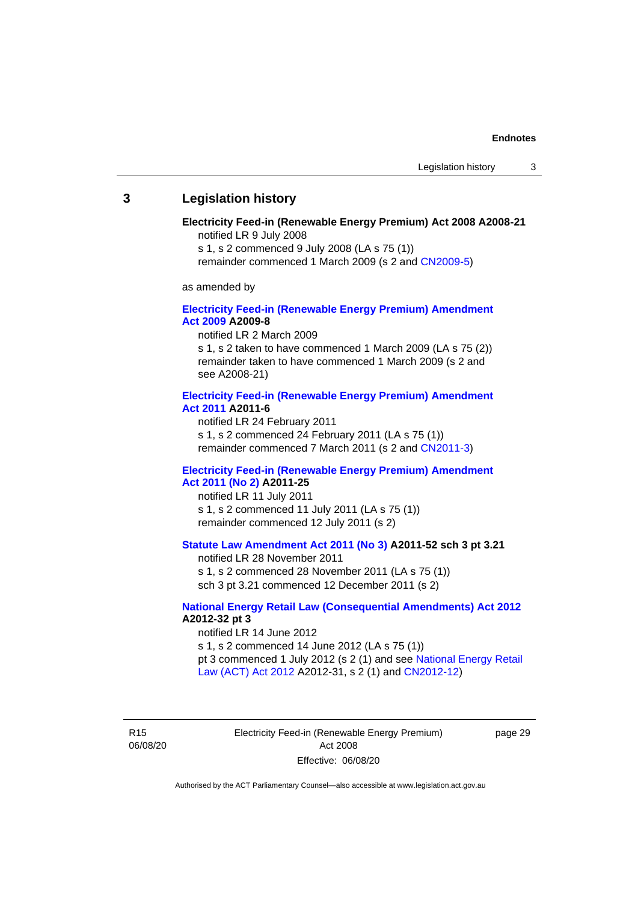## 3 Legislation history

**Electricity Feed-in (Renewable Energy Premium) Act 2008 A2008-21**

notified LR 9 July 2008

s 1, s 2 commenced 9 July 2008 (LA s 75 (1))

remainder commenced 1 March 2009 (s 2 and CN2009-5)

as amended by

**Electricity Feed-in (Renewable Energy Premium) Amendment Act 2009 A2009-8**

notified LR 2 March 2009

s 1, s 2 taken to have commenced 1 March 2009 (LA s 75 (2))

remainder taken to have commenced 1 March 2009 (s 2 and see A2008-21)

**Electricity Feed-in (Renewable Energy Premium) Amendment Act 2011 A2011-6**

notified LR 24 February 2011

s 1, s 2 commenced 24 February 2011 (LA s 75 (1))

remainder commenced 7 March 2011 (s 2 and CN2011-3)

**Electricity Feed-in (Renewable Energy Premium) Amendment Act 2011 (No 2) A2011-25**

notified LR 11 July 2011

s 1, s 2 commenced 11 July 2011 (LA s 75 (1))

remainder commenced 12 July 2011 (s 2)

**Statute Law Amendment Act 2011 (No 3) A2011-52 sch 3 pt 3.21**

notified LR 28 November 2011

s 1, s 2 commenced 28 November 2011 (LA s 75 (1))

sch 3 pt 3.21 commenced 12 December 2011 (s 2)

**National Energy Retail Law (Consequential Amendments) Act 2012 A2012-32 pt 3**

notified LR 14 June 2012

s 1, s 2 commenced 14 June 2012 (LA s 75 (1))

pt 3 commenced 1 July 2012 (s 2 (1) and see National Energy Retail Law (ACT) Act 2012 A2012-31, s 2 (1) and CN2012-12)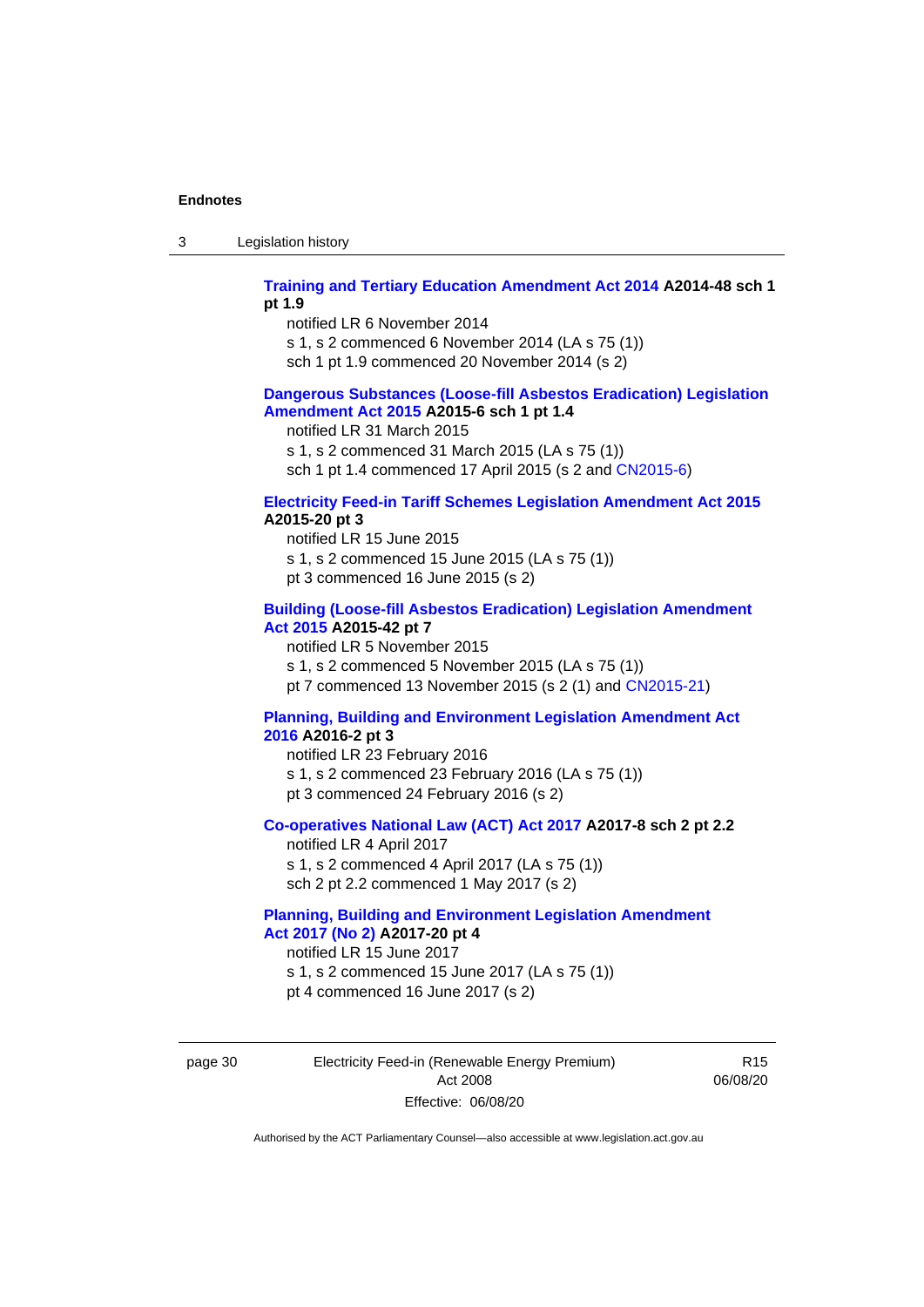**Training and Tertiary Education Amendment Act 2014 A2014-48 sch 1 pt 1.9**

notified LR 6 November 2014

s 1, s 2 commenced 6 November 2014 (LA s 75 (1))

sch 1 pt 1.9 commenced 20 November 2014 (s 2)

**Dangerous Substances (Loose-fill Asbestos Eradication) Legislation Amendment Act 2015 A2015-6 sch 1 pt 1.4**

notified LR 31 March 2015

s 1, s 2 commenced 31 March 2015 (LA s 75 (1))

sch 1 pt 1.4 commenced 17 April 2015 (s 2 and CN2015-6)

**Electricity Feed-in Tariff Schemes Legislation Amendment Act 2015 A2015-20 pt 3**

notified LR 15 June 2015

s 1, s 2 commenced 15 June 2015 (LA s 75 (1))

pt 3 commenced 16 June 2015 (s 2)

**Building (Loose-fill Asbestos Eradication) Legislation Amendment Act 2015 A2015-42 pt 7**

notified LR 5 November 2015

s 1, s 2 commenced 5 November 2015 (LA s 75 (1))

pt 7 commenced 13 November 2015 (s 2 (1) and CN2015-21)

**Planning, Building and Environment Legislation Amendment Act 2016 A2016-2 pt 3**

notified LR 23 February 2016

s 1, s 2 commenced 23 February 2016 (LA s 75 (1))

pt 3 commenced 24 February 2016 (s 2)

**Co-operatives National Law (ACT) Act 2017 A2017-8 sch 2 pt 2.2**

notified LR 4 April 2017

s 1, s 2 commenced 4 April 2017 (LA s 75 (1))

sch 2 pt 2.2 commenced 1 May 2017 (s 2)

**Planning, Building and Environment Legislation Amendment Act 2017 (No 2) A2017-20 pt 4**

notified LR 15 June 2017

s 1, s 2 commenced 15 June 2017 (LA s 75 (1))

pt 4 commenced 16 June 2017 (s 2)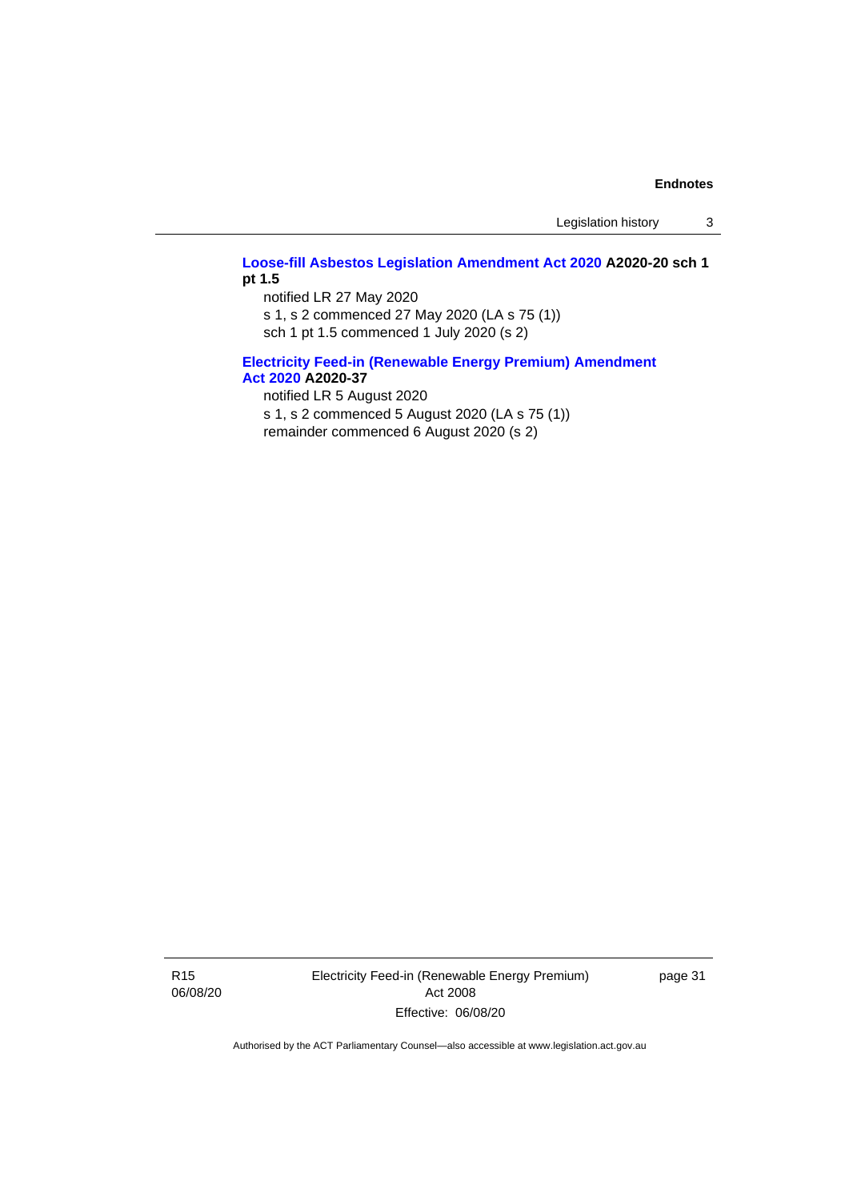**Loose-fill Asbestos Legislation Amendment Act 2020 A2020-20 sch 1 pt 1.5**

notified LR 27 May 2020

s 1, s 2 commenced 27 May 2020 (LA s 75 (1))

sch 1 pt 1.5 commenced 1 July 2020 (s 2)

**Electricity Feed-in (Renewable Energy Premium) Amendment Act 2020 A2020-37**

notified LR 5 August 2020

s 1, s 2 commenced 5 August 2020 (LA s 75 (1))

remainder commenced 6 August 2020 (s 2)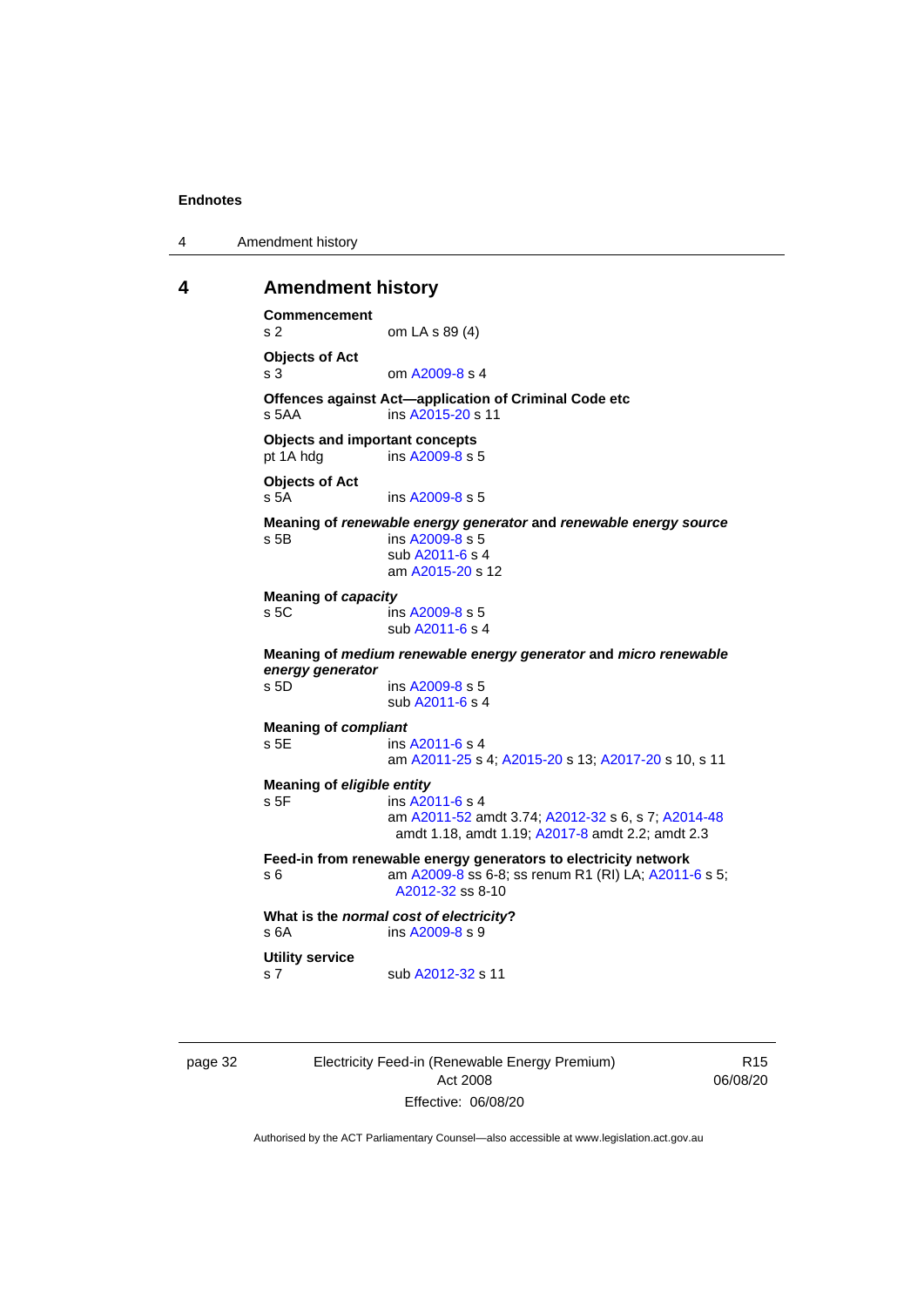## 4 Amendment history

**Commencement**
s 2 om LA s 89 (4)

**Objects of Act**
s 3 om A2009-8 s 4

**Offences against Act—application of Criminal Code etc**
s 5AA ins A2015-20 s 11

**Objects and important concepts**
pt 1A hdg ins A2009-8 s 5

**Objects of Act**
s 5A ins A2009-8 s 5

**Meaning of *renewable energy generator* and *renewable energy source***
s 5B ins A2009-8 s 5
sub A2011-6 s 4
am A2015-20 s 12

**Meaning of *capacity***
s 5C ins A2009-8 s 5
sub A2011-6 s 4

**Meaning of *medium renewable energy generator* and *micro renewable energy generator***
s 5D ins A2009-8 s 5
sub A2011-6 s 4

**Meaning of *compliant***
s 5E ins A2011-6 s 4
am A2011-25 s 4; A2015-20 s 13; A2017-20 s 10, s 11

**Meaning of *eligible entity***
s 5F ins A2011-6 s 4
am A2011-52 amdt 3.74; A2012-32 s 6, s 7; A2014-48 amdt 1.18, amdt 1.19; A2017-8 amdt 2.2; amdt 2.3

**Feed-in from renewable energy generators to electricity network**
s 6 am A2009-8 ss 6-8; ss renum R1 (RI) LA; A2011-6 s 5; A2012-32 ss 8-10

**What is the *normal cost of electricity*?**
s 6A ins A2009-8 s 9

**Utility service**
s 7 sub A2012-32 s 11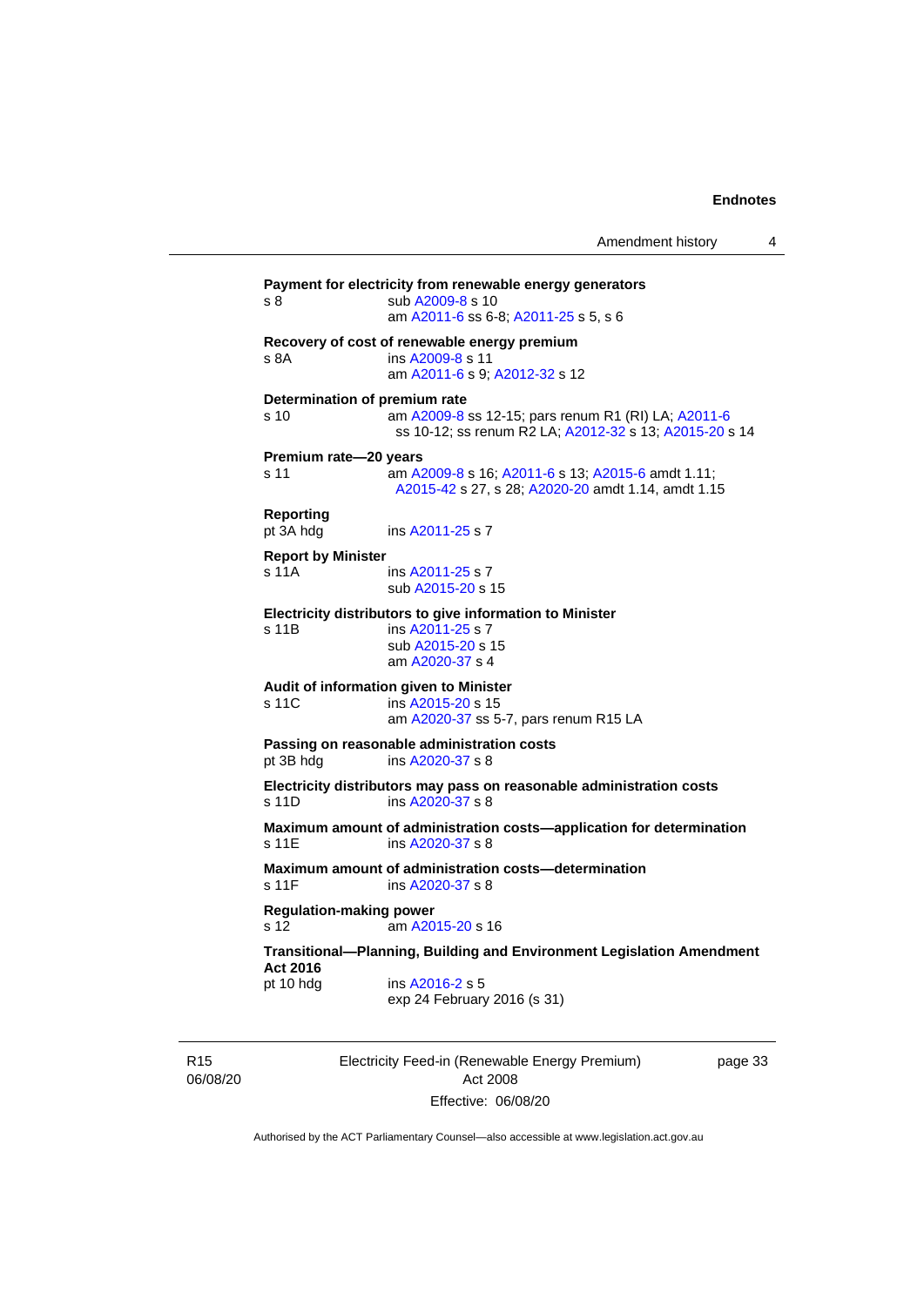**Payment for electricity from renewable energy generators**

s 8 — sub A2009-8 s 10
am A2011-6 ss 6-8; A2011-25 s 5, s 6

**Recovery of cost of renewable energy premium**

s 8A — ins A2009-8 s 11
am A2011-6 s 9; A2012-32 s 12

**Determination of premium rate**

s 10 — am A2009-8 ss 12-15; pars renum R1 (RI) LA; A2011-6 ss 10-12; ss renum R2 LA; A2012-32 s 13; A2015-20 s 14

**Premium rate—20 years**

s 11 — am A2009-8 s 16; A2011-6 s 13; A2015-6 amdt 1.11; A2015-42 s 27, s 28; A2020-20 amdt 1.14, amdt 1.15

**Reporting**

pt 3A hdg — ins A2011-25 s 7

**Report by Minister**

s 11A — ins A2011-25 s 7
sub A2015-20 s 15

**Electricity distributors to give information to Minister**

s 11B — ins A2011-25 s 7
sub A2015-20 s 15
am A2020-37 s 4

**Audit of information given to Minister**

s 11C — ins A2015-20 s 15
am A2020-37 ss 5-7, pars renum R15 LA

**Passing on reasonable administration costs**

pt 3B hdg — ins A2020-37 s 8

**Electricity distributors may pass on reasonable administration costs**

s 11D — ins A2020-37 s 8

**Maximum amount of administration costs—application for determination**

s 11E — ins A2020-37 s 8

**Maximum amount of administration costs—determination**

s 11F — ins A2020-37 s 8

**Regulation-making power**

s 12 — am A2015-20 s 16

**Transitional—Planning, Building and Environment Legislation Amendment Act 2016**

pt 10 hdg — ins A2016-2 s 5
exp 24 February 2016 (s 31)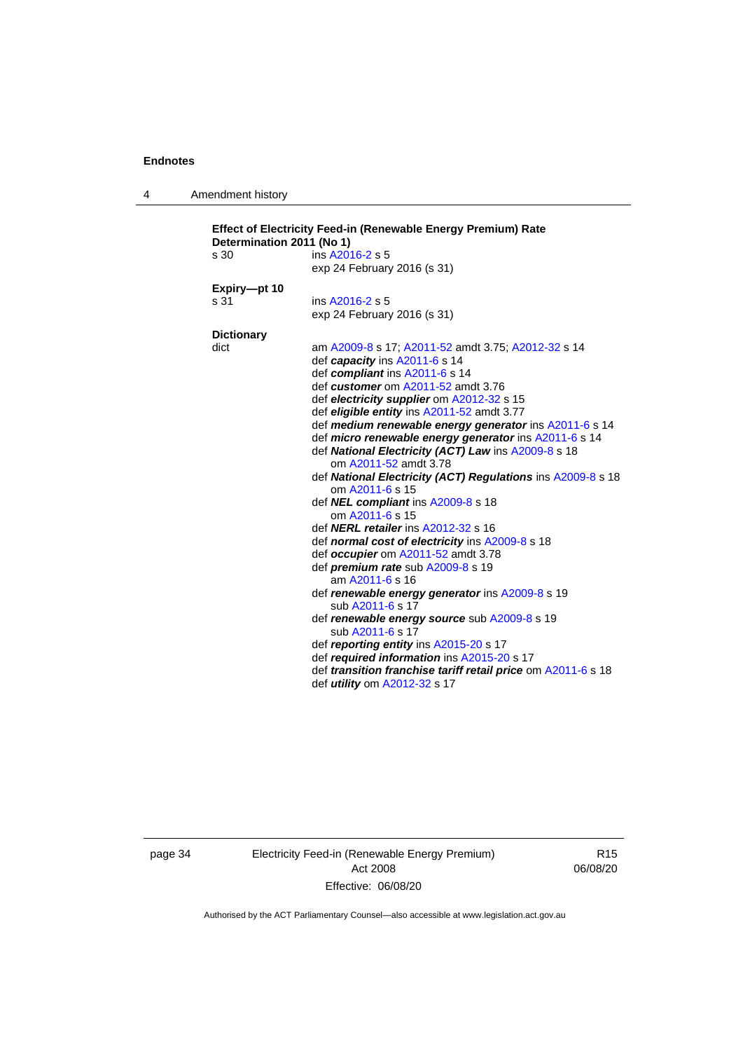**Effect of Electricity Feed-in (Renewable Energy Premium) Rate Determination 2011 (No 1)**

s 30 ins A2016-2 s 5
exp 24 February 2016 (s 31)

**Expiry—pt 10**

s 31 ins A2016-2 s 5
exp 24 February 2016 (s 31)

**Dictionary**

dict am A2009-8 s 17; A2011-52 amdt 3.75; A2012-32 s 14
def ***capacity*** ins A2011-6 s 14
def ***compliant*** ins A2011-6 s 14
def ***customer*** om A2011-52 amdt 3.76
def ***electricity supplier*** om A2012-32 s 15
def ***eligible entity*** ins A2011-52 amdt 3.77
def ***medium renewable energy generator*** ins A2011-6 s 14
def ***micro renewable energy generator*** ins A2011-6 s 14
def ***National Electricity (ACT) Law*** ins A2009-8 s 18
om A2011-52 amdt 3.78
def ***National Electricity (ACT) Regulations*** ins A2009-8 s 18
om A2011-6 s 15
def ***NEL compliant*** ins A2009-8 s 18
om A2011-6 s 15
def ***NERL retailer*** ins A2012-32 s 16
def ***normal cost of electricity*** ins A2009-8 s 18
def ***occupier*** om A2011-52 amdt 3.78
def ***premium rate*** sub A2009-8 s 19
am A2011-6 s 16
def ***renewable energy generator*** ins A2009-8 s 19
sub A2011-6 s 17
def ***renewable energy source*** sub A2009-8 s 19
sub A2011-6 s 17
def ***reporting entity*** ins A2015-20 s 17
def ***required information*** ins A2015-20 s 17
def ***transition franchise tariff retail price*** om A2011-6 s 18
def ***utility*** om A2012-32 s 17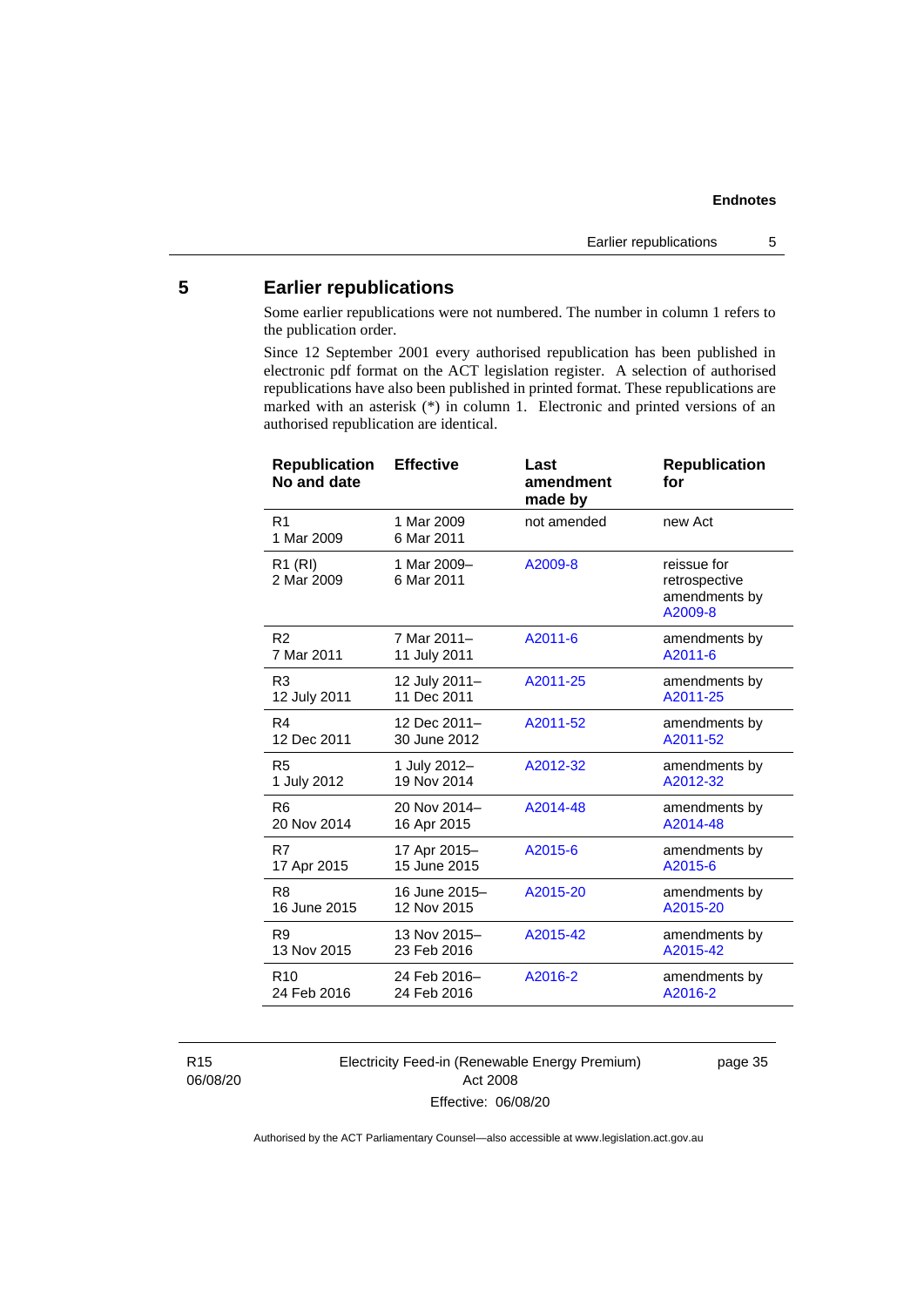## 5 Earlier republications

Some earlier republications were not numbered. The number in column 1 refers to the publication order.

Since 12 September 2001 every authorised republication has been published in electronic pdf format on the ACT legislation register. A selection of authorised republications have also been published in printed format. These republications are marked with an asterisk (*) in column 1. Electronic and printed versions of an authorised republication are identical.

| Republication No and date | Effective | Last amendment made by | Republication for |
|---|---|---|---|
| R1<br>1 Mar 2009 | 1 Mar 2009<br>6 Mar 2011 | not amended | new Act |
| R1 (RI)<br>2 Mar 2009 | 1 Mar 2009–<br>6 Mar 2011 | A2009-8 | reissue for retrospective amendments by A2009-8 |
| R2<br>7 Mar 2011 | 7 Mar 2011–<br>11 July 2011 | A2011-6 | amendments by A2011-6 |
| R3<br>12 July 2011 | 12 July 2011–<br>11 Dec 2011 | A2011-25 | amendments by A2011-25 |
| R4<br>12 Dec 2011 | 12 Dec 2011–<br>30 June 2012 | A2011-52 | amendments by A2011-52 |
| R5<br>1 July 2012 | 1 July 2012–<br>19 Nov 2014 | A2012-32 | amendments by A2012-32 |
| R6<br>20 Nov 2014 | 20 Nov 2014–<br>16 Apr 2015 | A2014-48 | amendments by A2014-48 |
| R7<br>17 Apr 2015 | 17 Apr 2015–<br>15 June 2015 | A2015-6 | amendments by A2015-6 |
| R8<br>16 June 2015 | 16 June 2015–<br>12 Nov 2015 | A2015-20 | amendments by A2015-20 |
| R9<br>13 Nov 2015 | 13 Nov 2015–<br>23 Feb 2016 | A2015-42 | amendments by A2015-42 |
| R10<br>24 Feb 2016 | 24 Feb 2016–<br>24 Feb 2016 | A2016-2 | amendments by A2016-2 |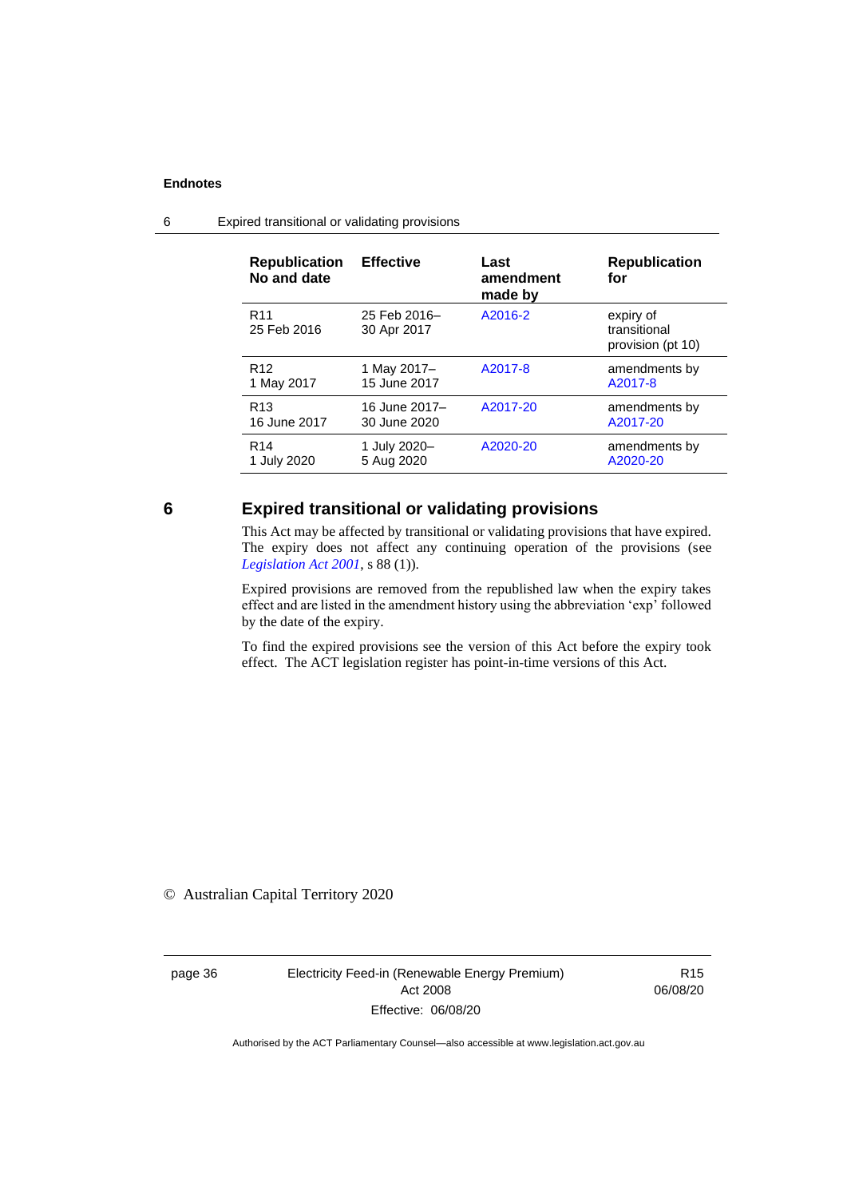| Republication No and date | Effective | Last amendment made by | Republication for |
|---|---|---|---|
| R11<br>25 Feb 2016 | 25 Feb 2016–<br>30 Apr 2017 | A2016-2 | expiry of transitional provision (pt 10) |
| R12<br>1 May 2017 | 1 May 2017–<br>15 June 2017 | A2017-8 | amendments by A2017-8 |
| R13<br>16 June 2017 | 16 June 2017–<br>30 June 2020 | A2017-20 | amendments by A2017-20 |
| R14<br>1 July 2020 | 1 July 2020–<br>5 Aug 2020 | A2020-20 | amendments by A2020-20 |

## 6 Expired transitional or validating provisions

This Act may be affected by transitional or validating provisions that have expired. The expiry does not affect any continuing operation of the provisions (see *Legislation Act 2001*, s 88 (1)).

Expired provisions are removed from the republished law when the expiry takes effect and are listed in the amendment history using the abbreviation 'exp' followed by the date of the expiry.

To find the expired provisions see the version of this Act before the expiry took effect. The ACT legislation register has point-in-time versions of this Act.

© Australian Capital Territory 2020